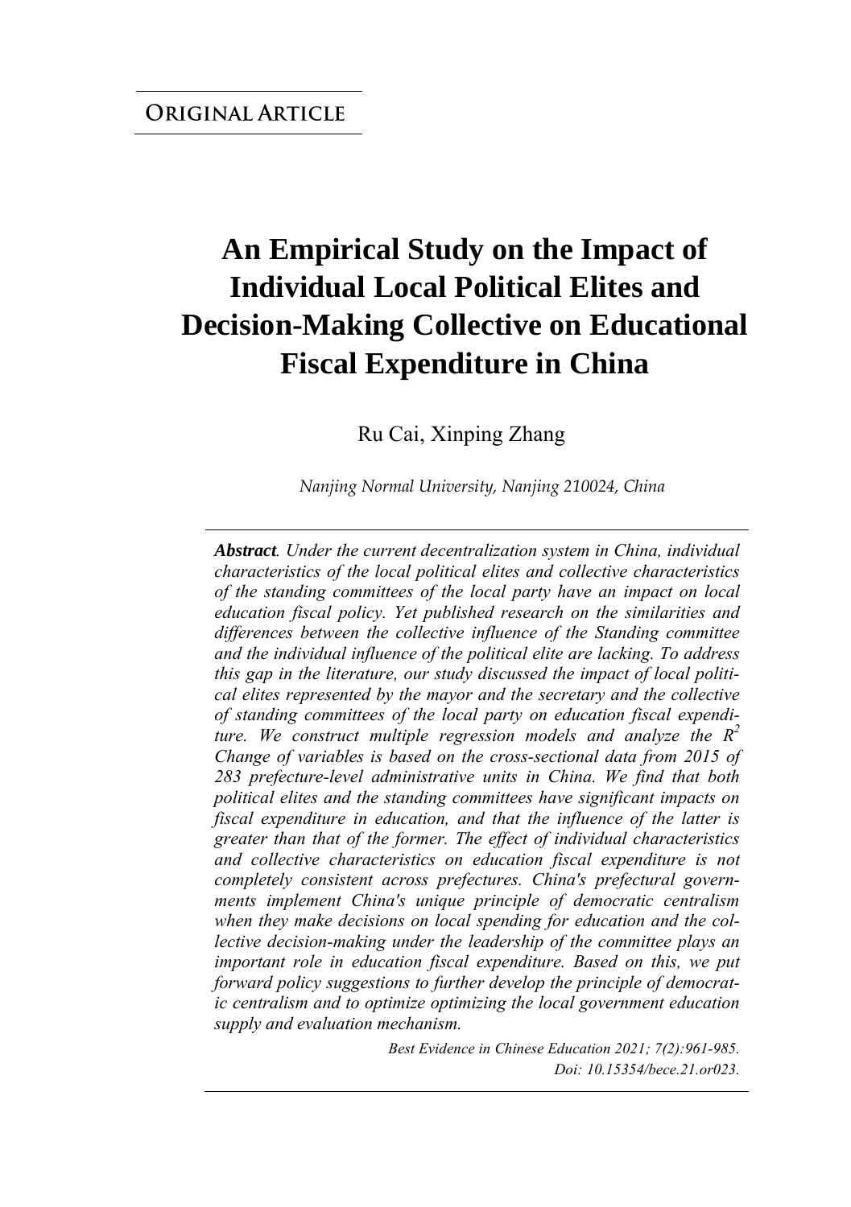**ORIGINAL ARTICLE**

# An Empirical Study on the Impact of Individual Local Political Elites and Decision-Making Collective on Educational Fiscal Expenditure in China

Ru Cai, Xinping Zhang

*Nanjing Normal University, Nanjing 210024, China*

***Abstract****. Under the current decentralization system in China, individual characteristics of the local political elites and collective characteristics of the standing committees of the local party have an impact on local education fiscal policy. Yet published research on the similarities and differences between the collective influence of the Standing committee and the individual influence of the political elite are lacking. To address this gap in the literature, our study discussed the impact of local political elites represented by the mayor and the secretary and the collective of standing committees of the local party on education fiscal expenditure. We construct multiple regression models and analyze the $R^2$ Change of variables is based on the cross-sectional data from 2015 of 283 prefecture-level administrative units in China. We find that both political elites and the standing committees have significant impacts on fiscal expenditure in education, and that the influence of the latter is greater than that of the former. The effect of individual characteristics and collective characteristics on education fiscal expenditure is not completely consistent across prefectures. China's prefectural governments implement China's unique principle of democratic centralism when they make decisions on local spending for education and the collective decision-making under the leadership of the committee plays an important role in education fiscal expenditure. Based on this, we put forward policy suggestions to further develop the principle of democratic centralism and to optimize optimizing the local government education supply and evaluation mechanism.*

*Best Evidence in Chinese Education 2021; 7(2):961-985.*
*Doi: 10.15354/bece.21.or023.*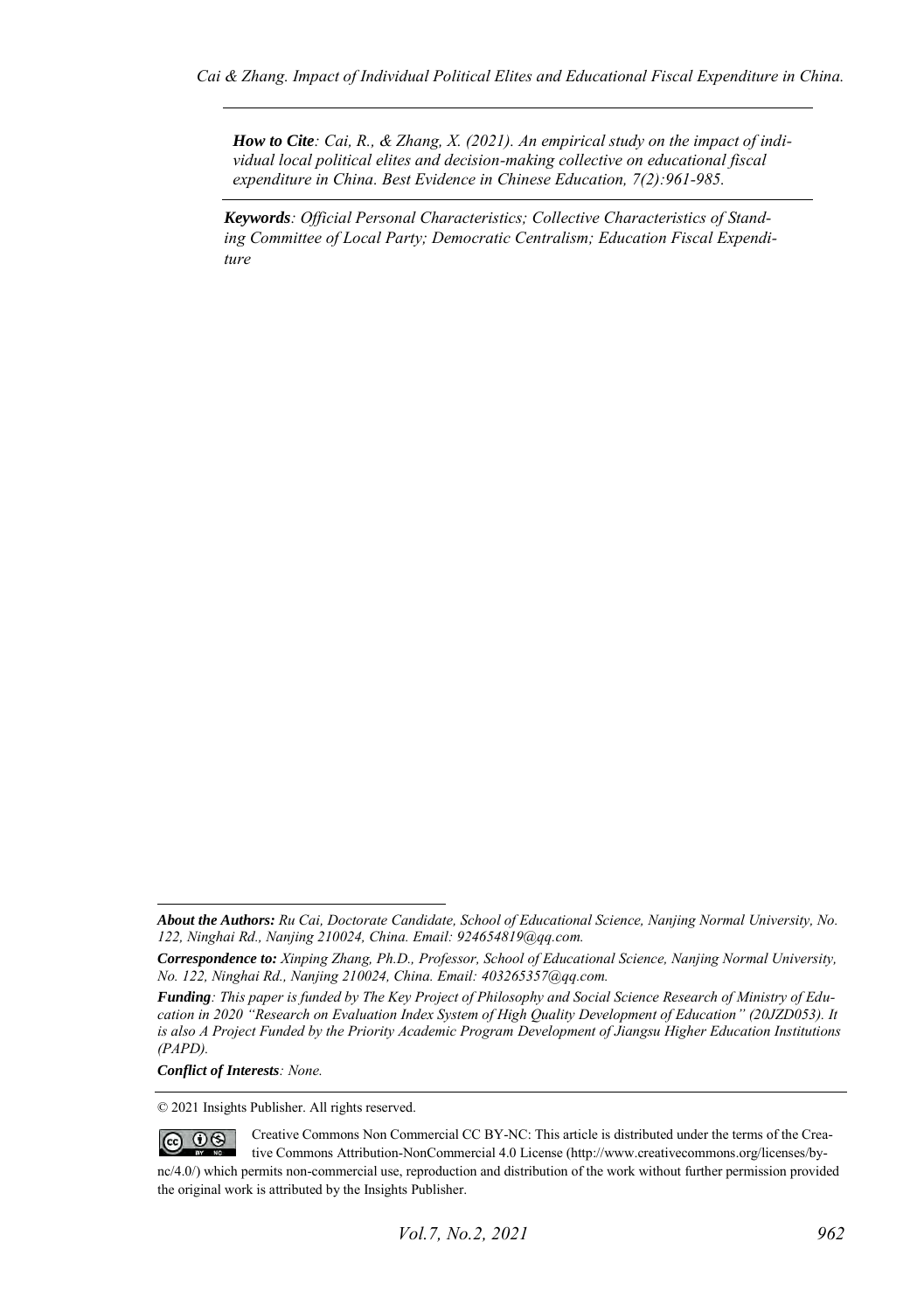***How to Cite**: Cai, R., & Zhang, X. (2021). An empirical study on the impact of individual local political elites and decision-making collective on educational fiscal expenditure in China. Best Evidence in Chinese Education, 7(2):961-985.*

***Keywords**: Official Personal Characteristics; Collective Characteristics of Standing Committee of Local Party; Democratic Centralism; Education Fiscal Expenditure*

---

***About the Authors:** Ru Cai, Doctorate Candidate, School of Educational Science, Nanjing Normal University, No. 122, Ninghai Rd., Nanjing 210024, China. Email: 924654819@qq.com.*

***Correspondence to:** Xinping Zhang, Ph.D., Professor, School of Educational Science, Nanjing Normal University, No. 122, Ninghai Rd., Nanjing 210024, China. Email: 403265357@qq.com.*

***Funding**: This paper is funded by The Key Project of Philosophy and Social Science Research of Ministry of Education in 2020 "Research on Evaluation Index System of High Quality Development of Education" (20JZD053). It is also A Project Funded by the Priority Academic Program Development of Jiangsu Higher Education Institutions (PAPD).*

***Conflict of Interests**: None.*

© 2021 Insights Publisher. All rights reserved.

Creative Commons Non Commercial CC BY-NC: This article is distributed under the terms of the Creative Commons Attribution-NonCommercial 4.0 License (http://www.creativecommons.org/licenses/by-nc/4.0/) which permits non-commercial use, reproduction and distribution of the work without further permission provided the original work is attributed by the Insights Publisher.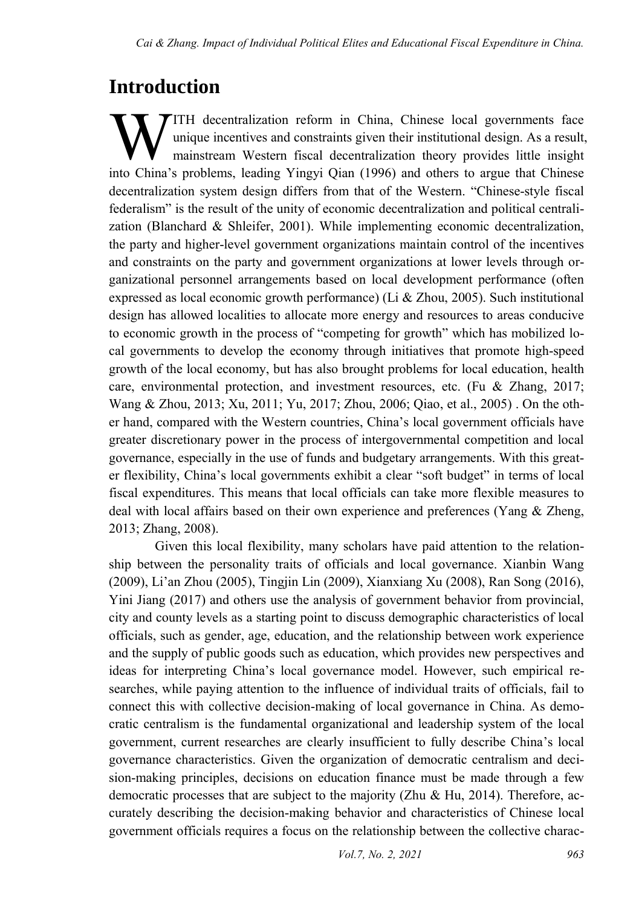# Introduction

WITH decentralization reform in China, Chinese local governments face unique incentives and constraints given their institutional design. As a result, mainstream Western fiscal decentralization theory provides little insight into China's problems, leading Yingyi Qian (1996) and others to argue that Chinese decentralization system design differs from that of the Western. "Chinese-style fiscal federalism" is the result of the unity of economic decentralization and political centralization (Blanchard & Shleifer, 2001). While implementing economic decentralization, the party and higher-level government organizations maintain control of the incentives and constraints on the party and government organizations at lower levels through organizational personnel arrangements based on local development performance (often expressed as local economic growth performance) (Li & Zhou, 2005). Such institutional design has allowed localities to allocate more energy and resources to areas conducive to economic growth in the process of "competing for growth" which has mobilized local governments to develop the economy through initiatives that promote high-speed growth of the local economy, but has also brought problems for local education, health care, environmental protection, and investment resources, etc. (Fu & Zhang, 2017; Wang & Zhou, 2013; Xu, 2011; Yu, 2017; Zhou, 2006; Qiao, et al., 2005) . On the other hand, compared with the Western countries, China's local government officials have greater discretionary power in the process of intergovernmental competition and local governance, especially in the use of funds and budgetary arrangements. With this greater flexibility, China's local governments exhibit a clear "soft budget" in terms of local fiscal expenditures. This means that local officials can take more flexible measures to deal with local affairs based on their own experience and preferences (Yang & Zheng, 2013; Zhang, 2008).

Given this local flexibility, many scholars have paid attention to the relationship between the personality traits of officials and local governance. Xianbin Wang (2009), Li'an Zhou (2005), Tingjin Lin (2009), Xianxiang Xu (2008), Ran Song (2016), Yini Jiang (2017) and others use the analysis of government behavior from provincial, city and county levels as a starting point to discuss demographic characteristics of local officials, such as gender, age, education, and the relationship between work experience and the supply of public goods such as education, which provides new perspectives and ideas for interpreting China's local governance model. However, such empirical researches, while paying attention to the influence of individual traits of officials, fail to connect this with collective decision-making of local governance in China. As democratic centralism is the fundamental organizational and leadership system of the local government, current researches are clearly insufficient to fully describe China's local governance characteristics. Given the organization of democratic centralism and decision-making principles, decisions on education finance must be made through a few democratic processes that are subject to the majority (Zhu & Hu, 2014). Therefore, accurately describing the decision-making behavior and characteristics of Chinese local government officials requires a focus on the relationship between the collective charac-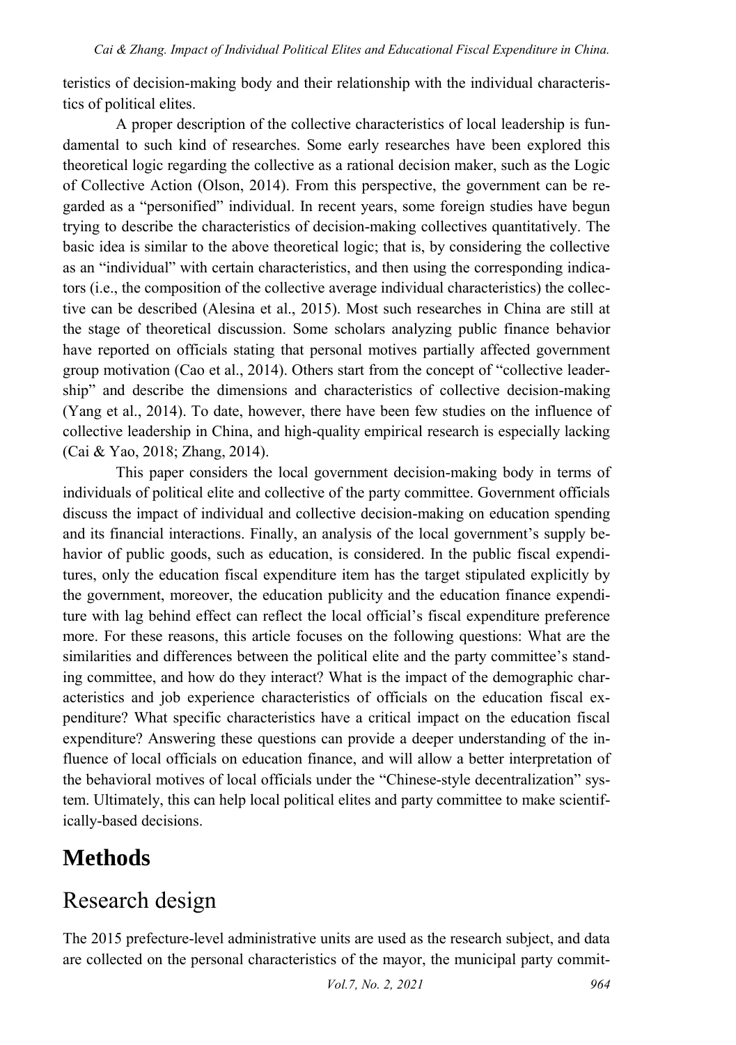teristics of decision-making body and their relationship with the individual characteristics of political elites.

A proper description of the collective characteristics of local leadership is fundamental to such kind of researches. Some early researches have been explored this theoretical logic regarding the collective as a rational decision maker, such as the Logic of Collective Action (Olson, 2014). From this perspective, the government can be regarded as a "personified" individual. In recent years, some foreign studies have begun trying to describe the characteristics of decision-making collectives quantitatively. The basic idea is similar to the above theoretical logic; that is, by considering the collective as an "individual" with certain characteristics, and then using the corresponding indicators (i.e., the composition of the collective average individual characteristics) the collective can be described (Alesina et al., 2015). Most such researches in China are still at the stage of theoretical discussion. Some scholars analyzing public finance behavior have reported on officials stating that personal motives partially affected government group motivation (Cao et al., 2014). Others start from the concept of "collective leadership" and describe the dimensions and characteristics of collective decision-making (Yang et al., 2014). To date, however, there have been few studies on the influence of collective leadership in China, and high-quality empirical research is especially lacking (Cai & Yao, 2018; Zhang, 2014).

This paper considers the local government decision-making body in terms of individuals of political elite and collective of the party committee. Government officials discuss the impact of individual and collective decision-making on education spending and its financial interactions. Finally, an analysis of the local government's supply behavior of public goods, such as education, is considered. In the public fiscal expenditures, only the education fiscal expenditure item has the target stipulated explicitly by the government, moreover, the education publicity and the education finance expenditure with lag behind effect can reflect the local official's fiscal expenditure preference more. For these reasons, this article focuses on the following questions: What are the similarities and differences between the political elite and the party committee's standing committee, and how do they interact? What is the impact of the demographic characteristics and job experience characteristics of officials on the education fiscal expenditure? What specific characteristics have a critical impact on the education fiscal expenditure? Answering these questions can provide a deeper understanding of the influence of local officials on education finance, and will allow a better interpretation of the behavioral motives of local officials under the "Chinese-style decentralization" system. Ultimately, this can help local political elites and party committee to make scientifically-based decisions.

# Methods

## Research design

The 2015 prefecture-level administrative units are used as the research subject, and data are collected on the personal characteristics of the mayor, the municipal party commit-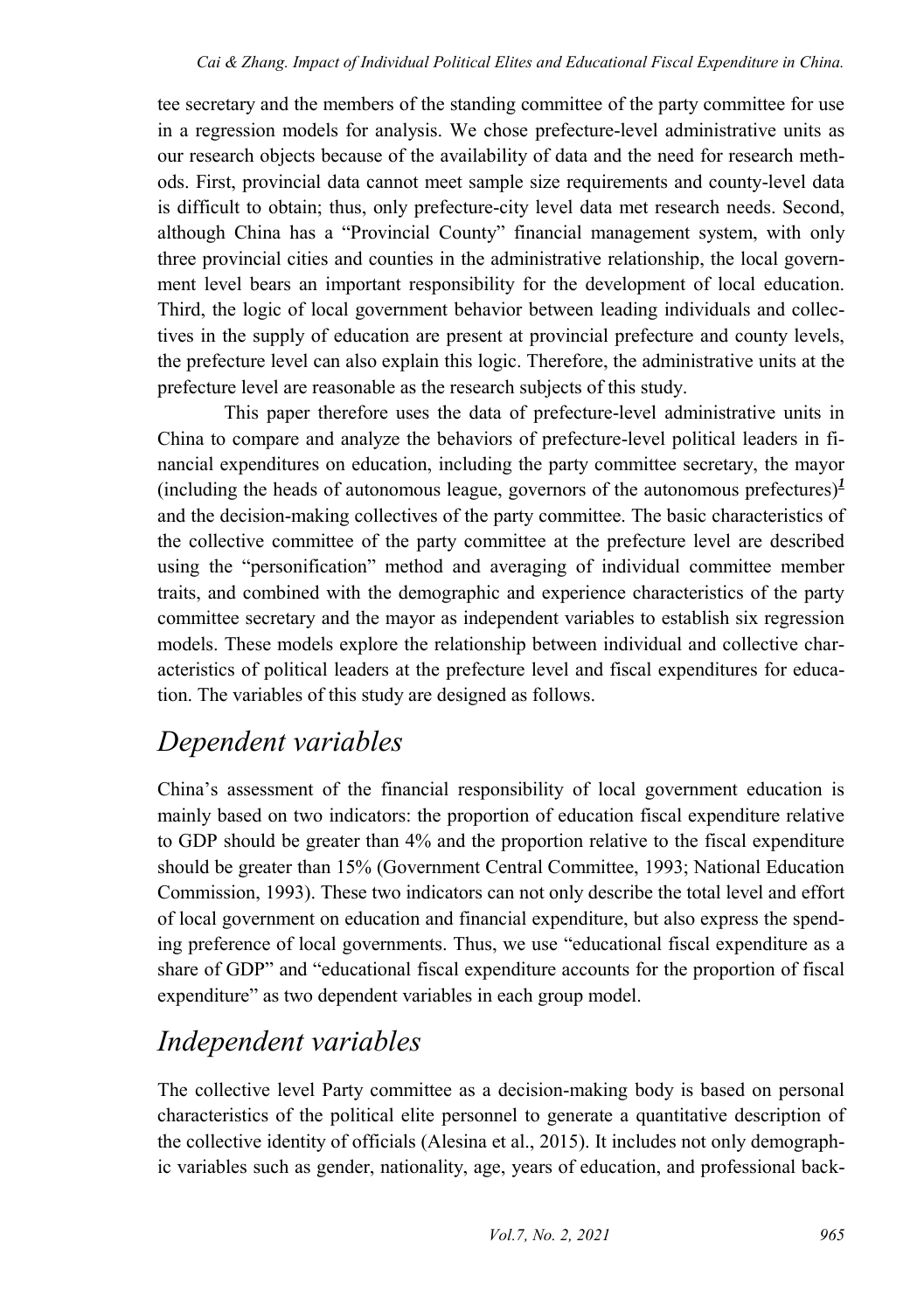tee secretary and the members of the standing committee of the party committee for use in a regression models for analysis. We chose prefecture-level administrative units as our research objects because of the availability of data and the need for research methods. First, provincial data cannot meet sample size requirements and county-level data is difficult to obtain; thus, only prefecture-city level data met research needs. Second, although China has a "Provincial County" financial management system, with only three provincial cities and counties in the administrative relationship, the local government level bears an important responsibility for the development of local education. Third, the logic of local government behavior between leading individuals and collectives in the supply of education are present at provincial prefecture and county levels, the prefecture level can also explain this logic. Therefore, the administrative units at the prefecture level are reasonable as the research subjects of this study.

This paper therefore uses the data of prefecture-level administrative units in China to compare and analyze the behaviors of prefecture-level political leaders in financial expenditures on education, including the party committee secretary, the mayor (including the heads of autonomous league, governors of the autonomous prefectures)[1] and the decision-making collectives of the party committee. The basic characteristics of the collective committee of the party committee at the prefecture level are described using the "personification" method and averaging of individual committee member traits, and combined with the demographic and experience characteristics of the party committee secretary and the mayor as independent variables to establish six regression models. These models explore the relationship between individual and collective characteristics of political leaders at the prefecture level and fiscal expenditures for education. The variables of this study are designed as follows.

## *Dependent variables*

China's assessment of the financial responsibility of local government education is mainly based on two indicators: the proportion of education fiscal expenditure relative to GDP should be greater than 4% and the proportion relative to the fiscal expenditure should be greater than 15% (Government Central Committee, 1993; National Education Commission, 1993). These two indicators can not only describe the total level and effort of local government on education and financial expenditure, but also express the spending preference of local governments. Thus, we use "educational fiscal expenditure as a share of GDP" and "educational fiscal expenditure accounts for the proportion of fiscal expenditure" as two dependent variables in each group model.

## *Independent variables*

The collective level Party committee as a decision-making body is based on personal characteristics of the political elite personnel to generate a quantitative description of the collective identity of officials (Alesina et al., 2015). It includes not only demographic variables such as gender, nationality, age, years of education, and professional back-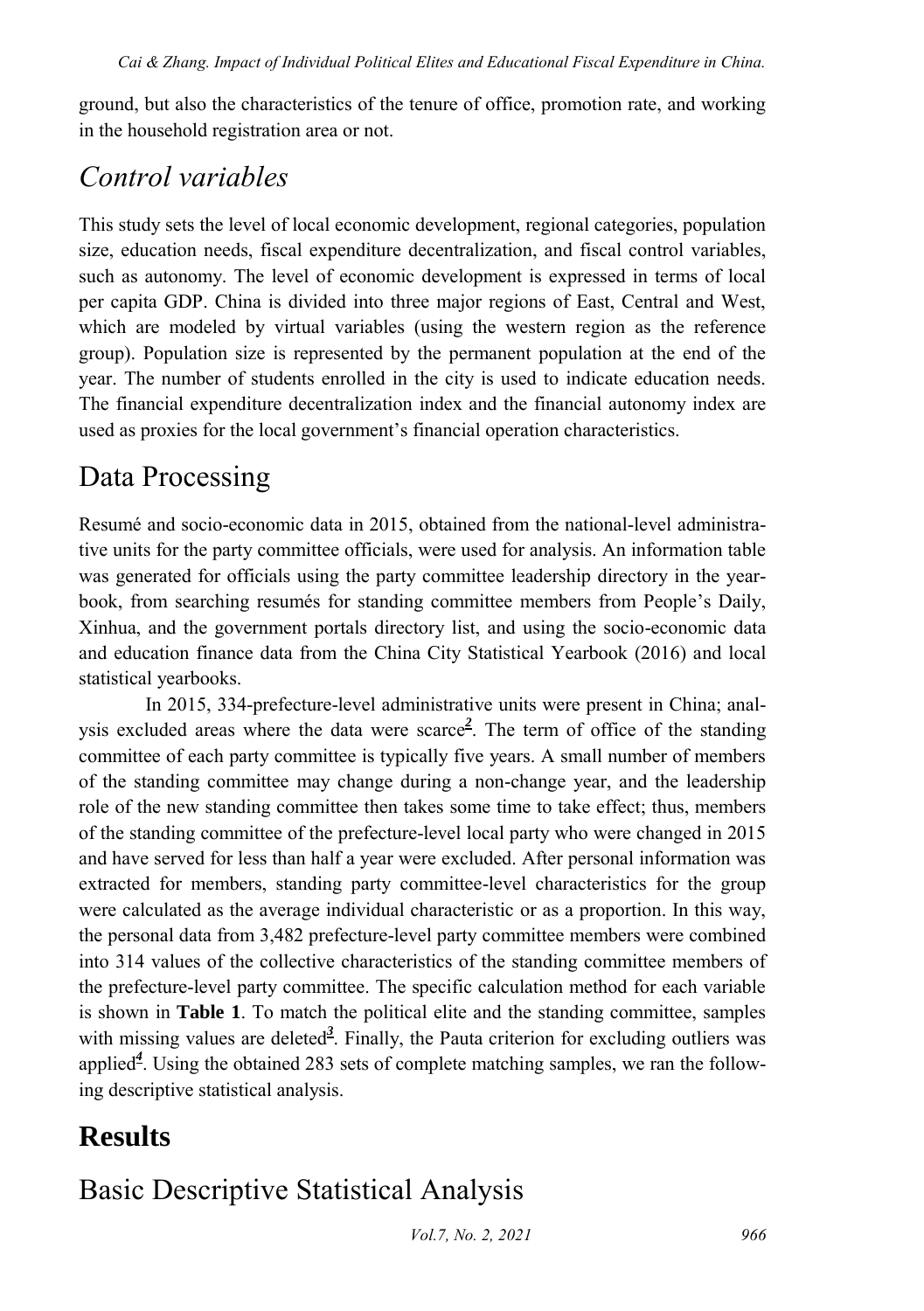ground, but also the characteristics of the tenure of office, promotion rate, and working in the household registration area or not.

## *Control variables*

This study sets the level of local economic development, regional categories, population size, education needs, fiscal expenditure decentralization, and fiscal control variables, such as autonomy. The level of economic development is expressed in terms of local per capita GDP. China is divided into three major regions of East, Central and West, which are modeled by virtual variables (using the western region as the reference group). Population size is represented by the permanent population at the end of the year. The number of students enrolled in the city is used to indicate education needs. The financial expenditure decentralization index and the financial autonomy index are used as proxies for the local government's financial operation characteristics.

## Data Processing

Resumé and socio-economic data in 2015, obtained from the national-level administrative units for the party committee officials, were used for analysis. An information table was generated for officials using the party committee leadership directory in the yearbook, from searching resumés for standing committee members from People's Daily, Xinhua, and the government portals directory list, and using the socio-economic data and education finance data from the China City Statistical Yearbook (2016) and local statistical yearbooks.

In 2015, 334-prefecture-level administrative units were present in China; analysis excluded areas where the data were scarce[2]. The term of office of the standing committee of each party committee is typically five years. A small number of members of the standing committee may change during a non-change year, and the leadership role of the new standing committee then takes some time to take effect; thus, members of the standing committee of the prefecture-level local party who were changed in 2015 and have served for less than half a year were excluded. After personal information was extracted for members, standing party committee-level characteristics for the group were calculated as the average individual characteristic or as a proportion. In this way, the personal data from 3,482 prefecture-level party committee members were combined into 314 values of the collective characteristics of the standing committee members of the prefecture-level party committee. The specific calculation method for each variable is shown in **Table 1**. To match the political elite and the standing committee, samples with missing values are deleted[3]. Finally, the Pauta criterion for excluding outliers was applied[4]. Using the obtained 283 sets of complete matching samples, we ran the following descriptive statistical analysis.

# **Results**

## Basic Descriptive Statistical Analysis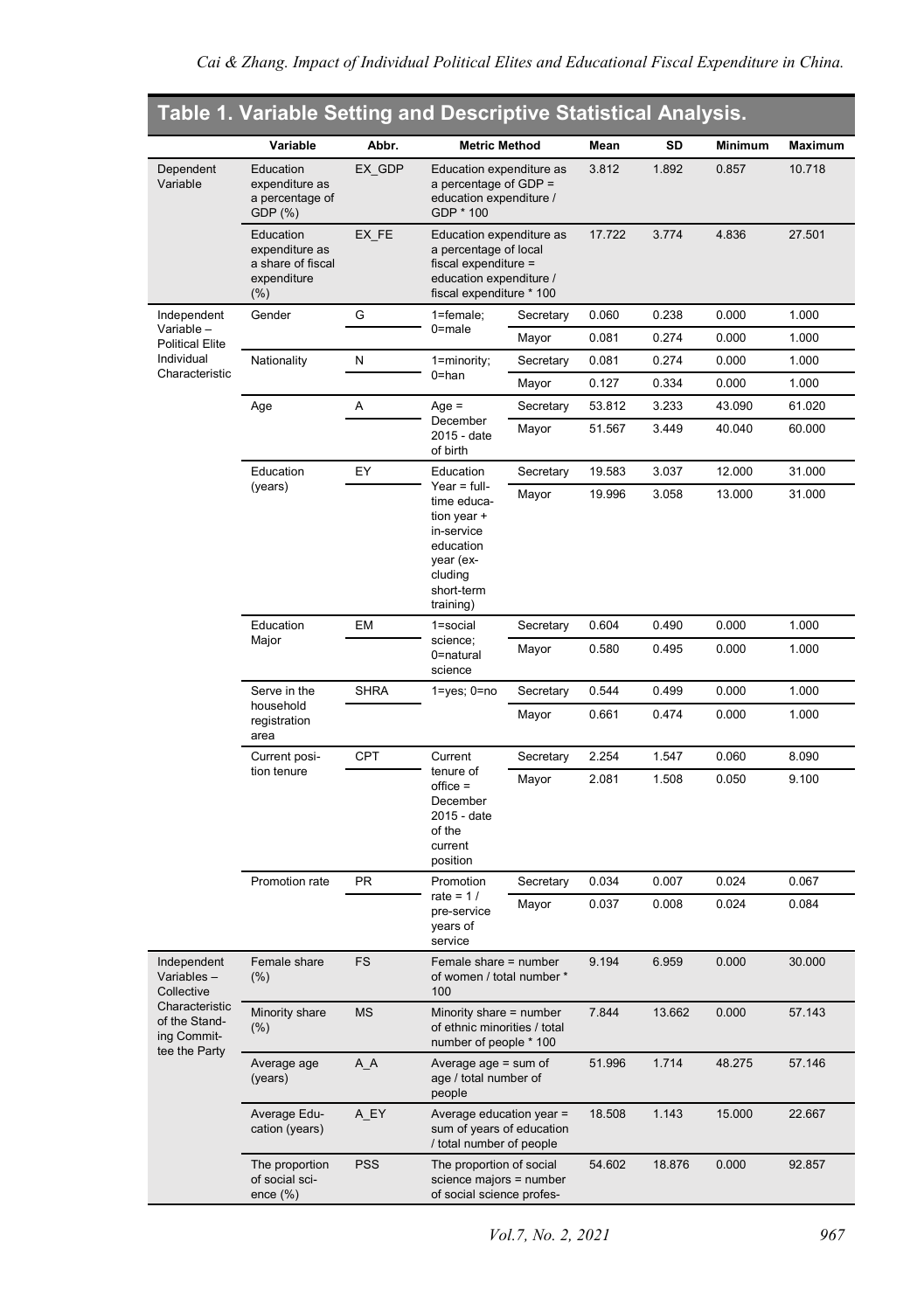**Table 1. Variable Setting and Descriptive Statistical Analysis.**

| | Variable | Abbr. | Metric Method | | Mean | SD | Minimum | Maximum |
|---|---|---|---|---|---|---|---|---|
| Dependent Variable | Education expenditure as a percentage of GDP (%) | EX_GDP | Education expenditure as a percentage of GDP = education expenditure / GDP * 100 | | 3.812 | 1.892 | 0.857 | 10.718 |
| | Education expenditure as a share of fiscal expenditure (%) | EX_FE | Education expenditure as a percentage of local fiscal expenditure = education expenditure / fiscal expenditure * 100 | | 17.722 | 3.774 | 4.836 | 27.501 |
| Independent Variable – Political Elite Individual Characteristic | Gender | G | 1=female; 0=male | Secretary | 0.060 | 0.238 | 0.000 | 1.000 |
| | | | | Mayor | 0.081 | 0.274 | 0.000 | 1.000 |
| | Nationality | N | 1=minority; 0=han | Secretary | 0.081 | 0.274 | 0.000 | 1.000 |
| | | | | Mayor | 0.127 | 0.334 | 0.000 | 1.000 |
| | Age | A | Age = December 2015 - date of birth | Secretary | 53.812 | 3.233 | 43.090 | 61.020 |
| | | | | Mayor | 51.567 | 3.449 | 40.040 | 60.000 |
| | Education (years) | EY | Education Year = full-time education year + in-service education year (excluding short-term training) | Secretary | 19.583 | 3.037 | 12.000 | 31.000 |
| | | | | Mayor | 19.996 | 3.058 | 13.000 | 31.000 |
| | Education Major | EM | 1=social science; 0=natural science | Secretary | 0.604 | 0.490 | 0.000 | 1.000 |
| | | | | Mayor | 0.580 | 0.495 | 0.000 | 1.000 |
| | Serve in the household registration area | SHRA | 1=yes; 0=no | Secretary | 0.544 | 0.499 | 0.000 | 1.000 |
| | | | | Mayor | 0.661 | 0.474 | 0.000 | 1.000 |
| | Current position tenure | CPT | Current tenure of office = December 2015 - date of the current position | Secretary | 2.254 | 1.547 | 0.060 | 8.090 |
| | | | | Mayor | 2.081 | 1.508 | 0.050 | 9.100 |
| | Promotion rate | PR | Promotion rate = 1 / pre-service years of service | Secretary | 0.034 | 0.007 | 0.024 | 0.067 |
| | | | | Mayor | 0.037 | 0.008 | 0.024 | 0.084 |
| Independent Variables – Collective Characteristic of the Standing Committee the Party | Female share (%) | FS | Female share = number of women / total number * 100 | | 9.194 | 6.959 | 0.000 | 30.000 |
| | Minority share (%) | MS | Minority share = number of ethnic minorities / total number of people * 100 | | 7.844 | 13.662 | 0.000 | 57.143 |
| | Average age (years) | A_A | Average age = sum of age / total number of people | | 51.996 | 1.714 | 48.275 | 57.146 |
| | Average Education (years) | A_EY | Average education year = sum of years of education / total number of people | | 18.508 | 1.143 | 15.000 | 22.667 |
| | The proportion of social science (%) | PSS | The proportion of social science majors = number of social science profes- | | 54.602 | 18.876 | 0.000 | 92.857 |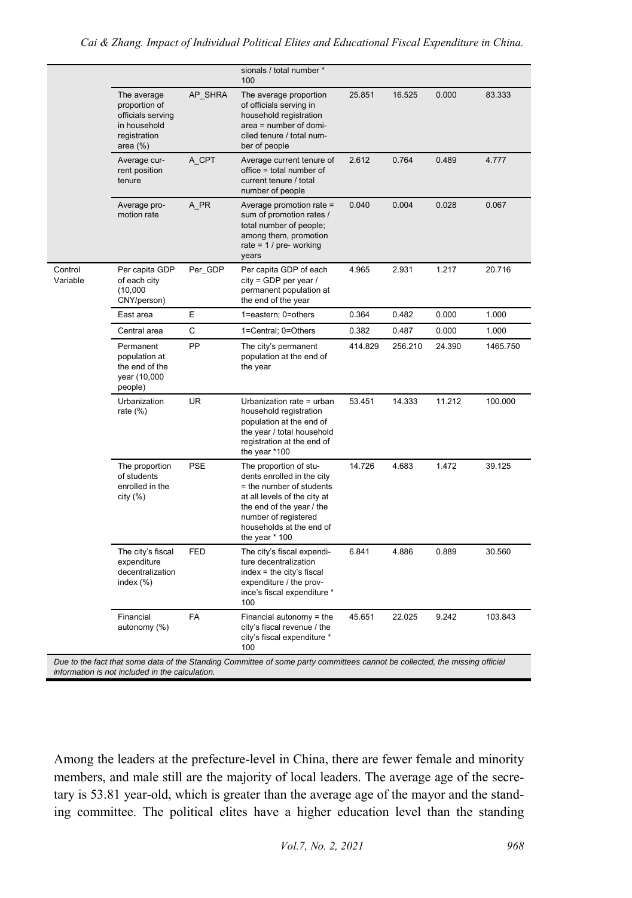| | | | sionals / total number * 100 | | | | |
|---|---|---|---|---|---|---|---|
| | The average proportion of officials serving in household registration area (%) | AP_SHRA | The average proportion of officials serving in household registration area = number of domiciled tenure / total number of people | 25.851 | 16.525 | 0.000 | 83.333 |
| | Average current position tenure | A_CPT | Average current tenure of office = total number of current tenure / total number of people | 2.612 | 0.764 | 0.489 | 4.777 |
| | Average promotion rate | A_PR | Average promotion rate = sum of promotion rates / total number of people; among them, promotion rate = 1 / pre- working years | 0.040 | 0.004 | 0.028 | 0.067 |
| Control Variable | Per capita GDP of each city (10,000 CNY/person) | Per_GDP | Per capita GDP of each city = GDP per year / permanent population at the end of the year | 4.965 | 2.931 | 1.217 | 20.716 |
| | East area | E | 1=eastern; 0=others | 0.364 | 0.482 | 0.000 | 1.000 |
| | Central area | C | 1=Central; 0=Others | 0.382 | 0.487 | 0.000 | 1.000 |
| | Permanent population at the end of the year (10,000 people) | PP | The city's permanent population at the end of the year | 414.829 | 256.210 | 24.390 | 1465.750 |
| | Urbanization rate (%) | UR | Urbanization rate = urban household registration population at the end of the year / total household registration at the end of the year *100 | 53.451 | 14.333 | 11.212 | 100.000 |
| | The proportion of students enrolled in the city (%) | PSE | The proportion of students enrolled in the city = the number of students at all levels of the city at the end of the year / the number of registered households at the end of the year * 100 | 14.726 | 4.683 | 1.472 | 39.125 |
| | The city's fiscal expenditure decentralization index (%) | FED | The city's fiscal expenditure decentralization index = the city's fiscal expenditure / the province's fiscal expenditure * 100 | 6.841 | 4.886 | 0.889 | 30.560 |
| | Financial autonomy (%) | FA | Financial autonomy = the city's fiscal revenue / the city's fiscal expenditure * 100 | 45.651 | 22.025 | 9.242 | 103.843 |

*Due to the fact that some data of the Standing Committee of some party committees cannot be collected, the missing official information is not included in the calculation.*

Among the leaders at the prefecture-level in China, there are fewer female and minority members, and male still are the majority of local leaders. The average age of the secretary is 53.81 year-old, which is greater than the average age of the mayor and the standing committee. The political elites have a higher education level than the standing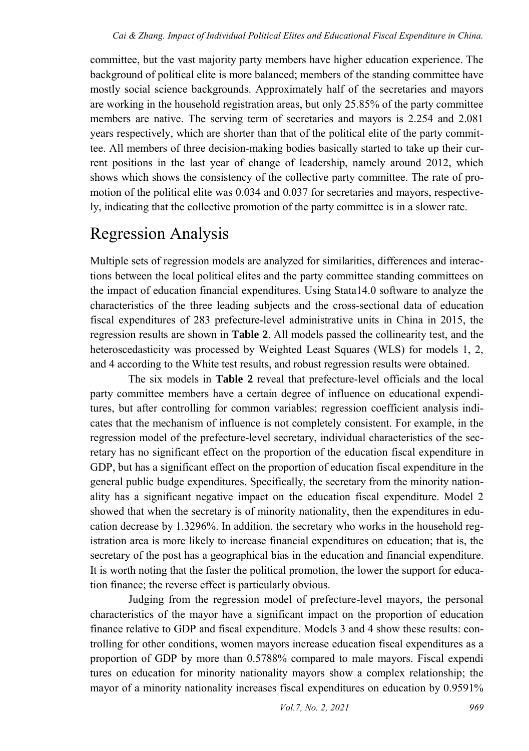committee, but the vast majority party members have higher education experience. The background of political elite is more balanced; members of the standing committee have mostly social science backgrounds. Approximately half of the secretaries and mayors are working in the household registration areas, but only 25.85% of the party committee members are native. The serving term of secretaries and mayors is 2.254 and 2.081 years respectively, which are shorter than that of the political elite of the party committee. All members of three decision-making bodies basically started to take up their current positions in the last year of change of leadership, namely around 2012, which shows which shows the consistency of the collective party committee. The rate of promotion of the political elite was 0.034 and 0.037 for secretaries and mayors, respectively, indicating that the collective promotion of the party committee is in a slower rate.

# Regression Analysis

Multiple sets of regression models are analyzed for similarities, differences and interactions between the local political elites and the party committee standing committees on the impact of education financial expenditures. Using Stata14.0 software to analyze the characteristics of the three leading subjects and the cross-sectional data of education fiscal expenditures of 283 prefecture-level administrative units in China in 2015, the regression results are shown in **Table 2**. All models passed the collinearity test, and the heteroscedasticity was processed by Weighted Least Squares (WLS) for models 1, 2, and 4 according to the White test results, and robust regression results were obtained.

The six models in **Table 2** reveal that prefecture-level officials and the local party committee members have a certain degree of influence on educational expenditures, but after controlling for common variables; regression coefficient analysis indicates that the mechanism of influence is not completely consistent. For example, in the regression model of the prefecture-level secretary, individual characteristics of the secretary has no significant effect on the proportion of the education fiscal expenditure in GDP, but has a significant effect on the proportion of education fiscal expenditure in the general public budge expenditures. Specifically, the secretary from the minority nationality has a significant negative impact on the education fiscal expenditure. Model 2 showed that when the secretary is of minority nationality, then the expenditures in education decrease by 1.3296%. In addition, the secretary who works in the household registration area is more likely to increase financial expenditures on education; that is, the secretary of the post has a geographical bias in the education and financial expenditure. It is worth noting that the faster the political promotion, the lower the support for education finance; the reverse effect is particularly obvious.

Judging from the regression model of prefecture-level mayors, the personal characteristics of the mayor have a significant impact on the proportion of education finance relative to GDP and fiscal expenditure. Models 3 and 4 show these results: controlling for other conditions, women mayors increase education fiscal expenditures as a proportion of GDP by more than 0.5788% compared to male mayors. Fiscal expenditures on education for minority nationality mayors show a complex relationship; the mayor of a minority nationality increases fiscal expenditures on education by 0.9591%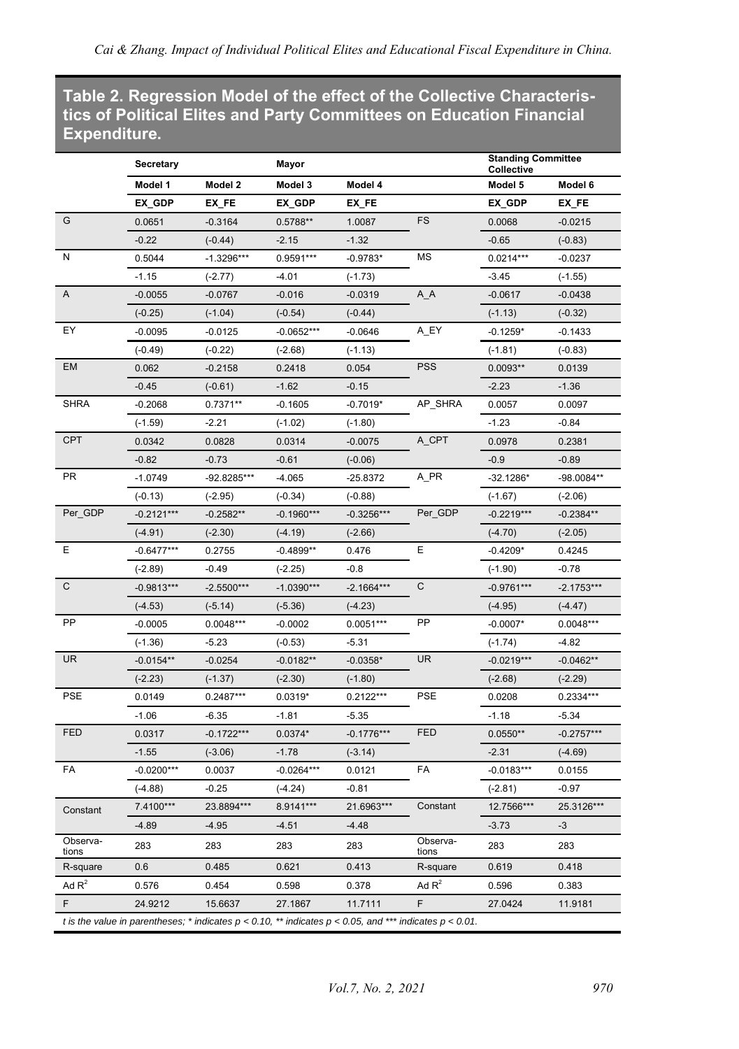**Table 2. Regression Model of the effect of the Collective Characteristics of Political Elites and Party Committees on Education Financial Expenditure.**

| | Secretary | | Mayor | | | Standing Committee Collective | |
|---|---|---|---|---|---|---|---|
| | Model 1 | Model 2 | Model 3 | Model 4 | | Model 5 | Model 6 |
| | EX_GDP | EX_FE | EX_GDP | EX_FE | | EX_GDP | EX_FE |
| G | 0.0651 | -0.3164 | 0.5788** | 1.0087 | FS | 0.0068 | -0.0215 |
| | -0.22 | (-0.44) | -2.15 | -1.32 | | -0.65 | (-0.83) |
| N | 0.5044 | -1.3296*** | 0.9591*** | -0.9783* | MS | 0.0214*** | -0.0237 |
| | -1.15 | (-2.77) | -4.01 | (-1.73) | | -3.45 | (-1.55) |
| A | -0.0055 | -0.0767 | -0.016 | -0.0319 | A_A | -0.0617 | -0.0438 |
| | (-0.25) | (-1.04) | (-0.54) | (-0.44) | | (-1.13) | (-0.32) |
| EY | -0.0095 | -0.0125 | -0.0652*** | -0.0646 | A_EY | -0.1259* | -0.1433 |
| | (-0.49) | (-0.22) | (-2.68) | (-1.13) | | (-1.81) | (-0.83) |
| EM | 0.062 | -0.2158 | 0.2418 | 0.054 | PSS | 0.0093** | 0.0139 |
| | -0.45 | (-0.61) | -1.62 | -0.15 | | -2.23 | -1.36 |
| SHRA | -0.2068 | 0.7371** | -0.1605 | -0.7019* | AP_SHRA | 0.0057 | 0.0097 |
| | (-1.59) | -2.21 | (-1.02) | (-1.80) | | -1.23 | -0.84 |
| CPT | 0.0342 | 0.0828 | 0.0314 | -0.0075 | A_CPT | 0.0978 | 0.2381 |
| | -0.82 | -0.73 | -0.61 | (-0.06) | | -0.9 | -0.89 |
| PR | -1.0749 | -92.8285*** | -4.065 | -25.8372 | A_PR | -32.1286* | -98.0084** |
| | (-0.13) | (-2.95) | (-0.34) | (-0.88) | | (-1.67) | (-2.06) |
| Per_GDP | -0.2121*** | -0.2582** | -0.1960*** | -0.3256*** | Per_GDP | -0.2219*** | -0.2384** |
| | (-4.91) | (-2.30) | (-4.19) | (-2.66) | | (-4.70) | (-2.05) |
| E | -0.6477*** | 0.2755 | -0.4899** | 0.476 | E | -0.4209* | 0.4245 |
| | (-2.89) | -0.49 | (-2.25) | -0.8 | | (-1.90) | -0.78 |
| C | -0.9813*** | -2.5500*** | -1.0390*** | -2.1664*** | C | -0.9761*** | -2.1753*** |
| | (-4.53) | (-5.14) | (-5.36) | (-4.23) | | (-4.95) | (-4.47) |
| PP | -0.0005 | 0.0048*** | -0.0002 | 0.0051*** | PP | -0.0007* | 0.0048*** |
| | (-1.36) | -5.23 | (-0.53) | -5.31 | | (-1.74) | -4.82 |
| UR | -0.0154** | -0.0254 | -0.0182** | -0.0358* | UR | -0.0219*** | -0.0462** |
| | (-2.23) | (-1.37) | (-2.30) | (-1.80) | | (-2.68) | (-2.29) |
| PSE | 0.0149 | 0.2487*** | 0.0319* | 0.2122*** | PSE | 0.0208 | 0.2334*** |
| | -1.06 | -6.35 | -1.81 | -5.35 | | -1.18 | -5.34 |
| FED | 0.0317 | -0.1722*** | 0.0374* | -0.1776*** | FED | 0.0550** | -0.2757*** |
| | -1.55 | (-3.06) | -1.78 | (-3.14) | | -2.31 | (-4.69) |
| FA | -0.0200*** | 0.0037 | -0.0264*** | 0.0121 | FA | -0.0183*** | 0.0155 |
| | (-4.88) | -0.25 | (-4.24) | -0.81 | | (-2.81) | -0.97 |
| Constant | 7.4100*** | 23.8894*** | 8.9141*** | 21.6963*** | Constant | 12.7566*** | 25.3126*** |
| | -4.89 | -4.95 | -4.51 | -4.48 | | -3.73 | -3 |
| Observations | 283 | 283 | 283 | 283 | Observations | 283 | 283 |
| R-square | 0.6 | 0.485 | 0.621 | 0.413 | R-square | 0.619 | 0.418 |
| Ad $R^2$ | 0.576 | 0.454 | 0.598 | 0.378 | Ad $R^2$ | 0.596 | 0.383 |
| F | 24.9212 | 15.6637 | 27.1867 | 11.7111 | F | 27.0424 | 11.9181 |

*t is the value in parentheses; * indicates $p < 0.10$, ** indicates $p < 0.05$, and *** indicates $p < 0.01$.*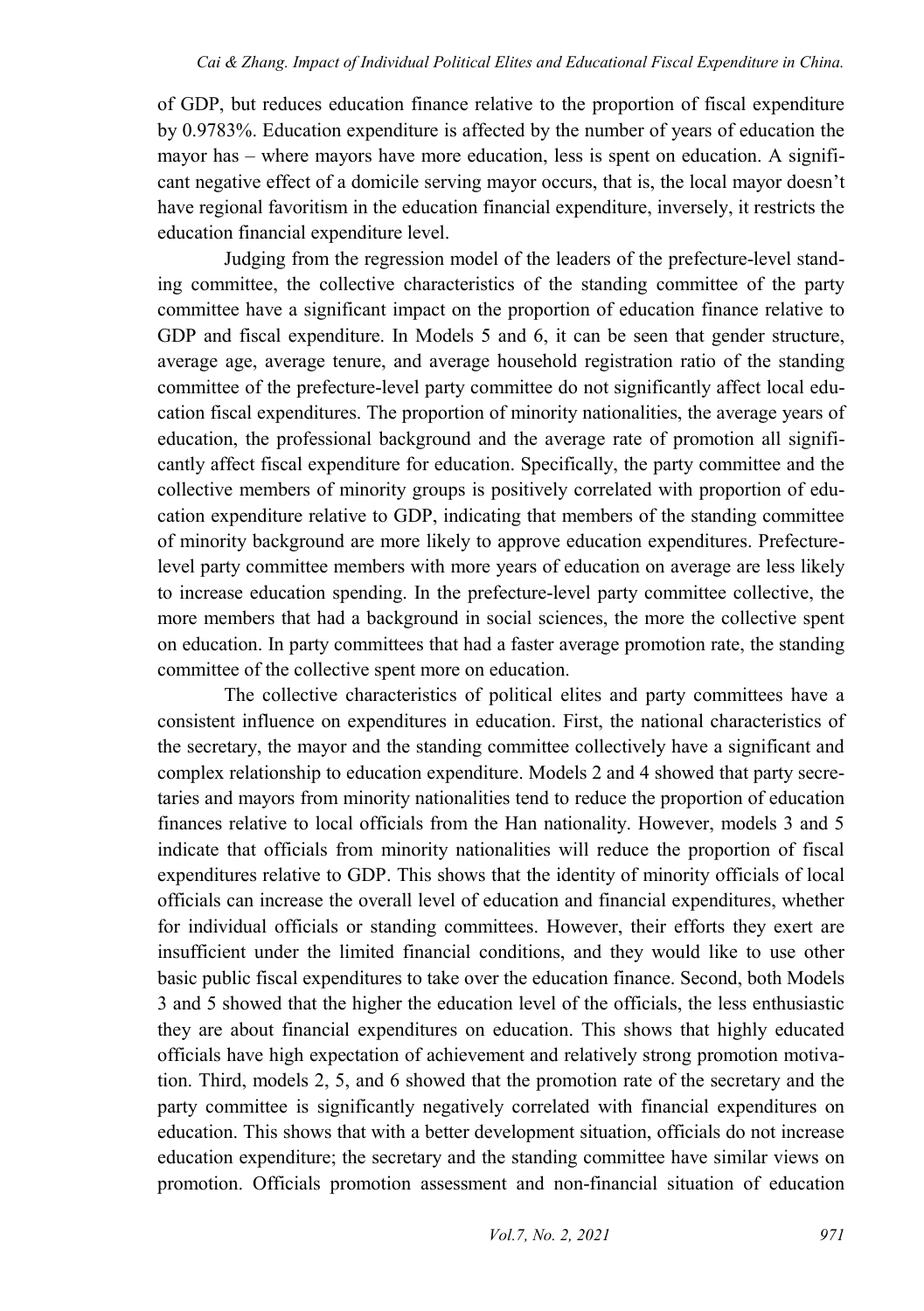of GDP, but reduces education finance relative to the proportion of fiscal expenditure by 0.9783%. Education expenditure is affected by the number of years of education the mayor has – where mayors have more education, less is spent on education. A significant negative effect of a domicile serving mayor occurs, that is, the local mayor doesn't have regional favoritism in the education financial expenditure, inversely, it restricts the education financial expenditure level.

Judging from the regression model of the leaders of the prefecture-level standing committee, the collective characteristics of the standing committee of the party committee have a significant impact on the proportion of education finance relative to GDP and fiscal expenditure. In Models 5 and 6, it can be seen that gender structure, average age, average tenure, and average household registration ratio of the standing committee of the prefecture-level party committee do not significantly affect local education fiscal expenditures. The proportion of minority nationalities, the average years of education, the professional background and the average rate of promotion all significantly affect fiscal expenditure for education. Specifically, the party committee and the collective members of minority groups is positively correlated with proportion of education expenditure relative to GDP, indicating that members of the standing committee of minority background are more likely to approve education expenditures. Prefecture-level party committee members with more years of education on average are less likely to increase education spending. In the prefecture-level party committee collective, the more members that had a background in social sciences, the more the collective spent on education. In party committees that had a faster average promotion rate, the standing committee of the collective spent more on education.

The collective characteristics of political elites and party committees have a consistent influence on expenditures in education. First, the national characteristics of the secretary, the mayor and the standing committee collectively have a significant and complex relationship to education expenditure. Models 2 and 4 showed that party secretaries and mayors from minority nationalities tend to reduce the proportion of education finances relative to local officials from the Han nationality. However, models 3 and 5 indicate that officials from minority nationalities will reduce the proportion of fiscal expenditures relative to GDP. This shows that the identity of minority officials of local officials can increase the overall level of education and financial expenditures, whether for individual officials or standing committees. However, their efforts they exert are insufficient under the limited financial conditions, and they would like to use other basic public fiscal expenditures to take over the education finance. Second, both Models 3 and 5 showed that the higher the education level of the officials, the less enthusiastic they are about financial expenditures on education. This shows that highly educated officials have high expectation of achievement and relatively strong promotion motivation. Third, models 2, 5, and 6 showed that the promotion rate of the secretary and the party committee is significantly negatively correlated with financial expenditures on education. This shows that with a better development situation, officials do not increase education expenditure; the secretary and the standing committee have similar views on promotion. Officials promotion assessment and non-financial situation of education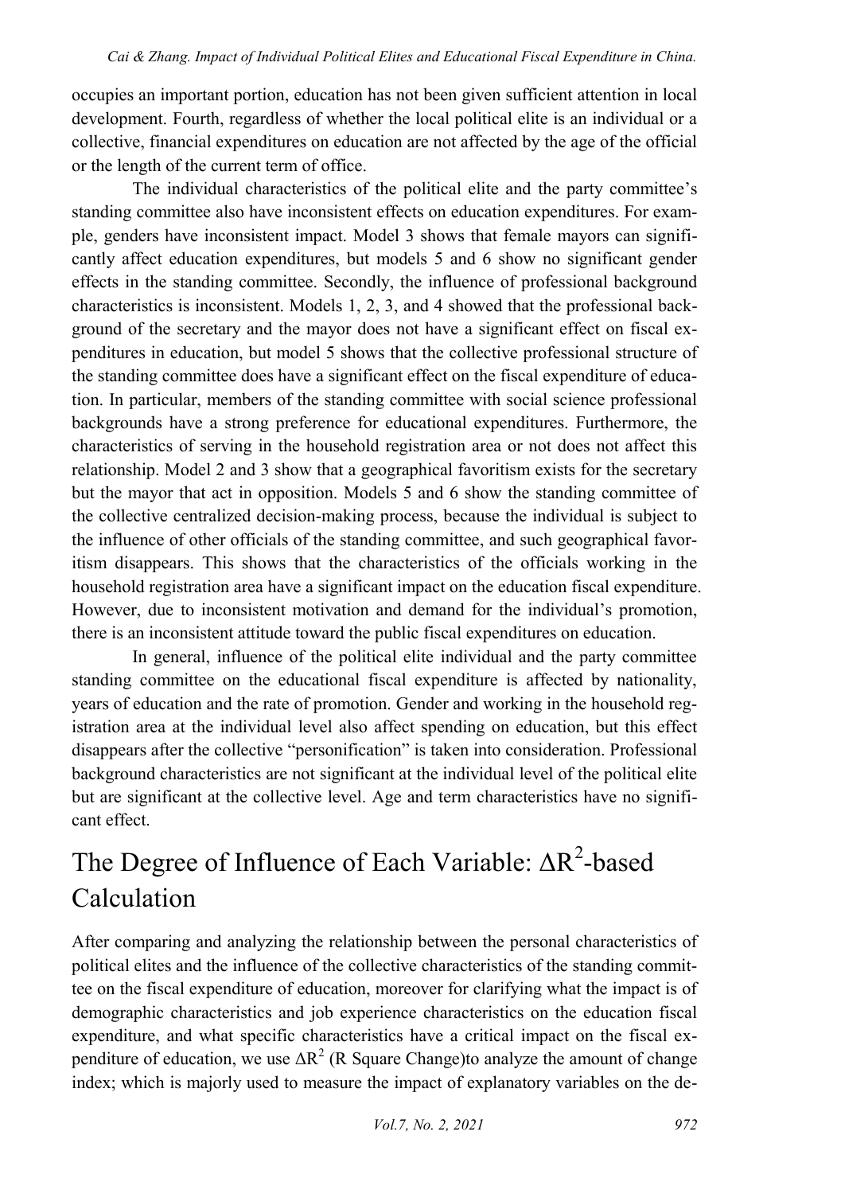occupies an important portion, education has not been given sufficient attention in local development. Fourth, regardless of whether the local political elite is an individual or a collective, financial expenditures on education are not affected by the age of the official or the length of the current term of office.

The individual characteristics of the political elite and the party committee's standing committee also have inconsistent effects on education expenditures. For example, genders have inconsistent impact. Model 3 shows that female mayors can significantly affect education expenditures, but models 5 and 6 show no significant gender effects in the standing committee. Secondly, the influence of professional background characteristics is inconsistent. Models 1, 2, 3, and 4 showed that the professional background of the secretary and the mayor does not have a significant effect on fiscal expenditures in education, but model 5 shows that the collective professional structure of the standing committee does have a significant effect on the fiscal expenditure of education. In particular, members of the standing committee with social science professional backgrounds have a strong preference for educational expenditures. Furthermore, the characteristics of serving in the household registration area or not does not affect this relationship. Model 2 and 3 show that a geographical favoritism exists for the secretary but the mayor that act in opposition. Models 5 and 6 show the standing committee of the collective centralized decision-making process, because the individual is subject to the influence of other officials of the standing committee, and such geographical favoritism disappears. This shows that the characteristics of the officials working in the household registration area have a significant impact on the education fiscal expenditure. However, due to inconsistent motivation and demand for the individual's promotion, there is an inconsistent attitude toward the public fiscal expenditures on education.

In general, influence of the political elite individual and the party committee standing committee on the educational fiscal expenditure is affected by nationality, years of education and the rate of promotion. Gender and working in the household registration area at the individual level also affect spending on education, but this effect disappears after the collective "personification" is taken into consideration. Professional background characteristics are not significant at the individual level of the political elite but are significant at the collective level. Age and term characteristics have no significant effect.

# The Degree of Influence of Each Variable: $\Delta R^2$-based Calculation

After comparing and analyzing the relationship between the personal characteristics of political elites and the influence of the collective characteristics of the standing committee on the fiscal expenditure of education, moreover for clarifying what the impact is of demographic characteristics and job experience characteristics on the education fiscal expenditure, and what specific characteristics have a critical impact on the fiscal expenditure of education, we use $\Delta R^2$ (R Square Change)to analyze the amount of change index; which is majorly used to measure the impact of explanatory variables on the de-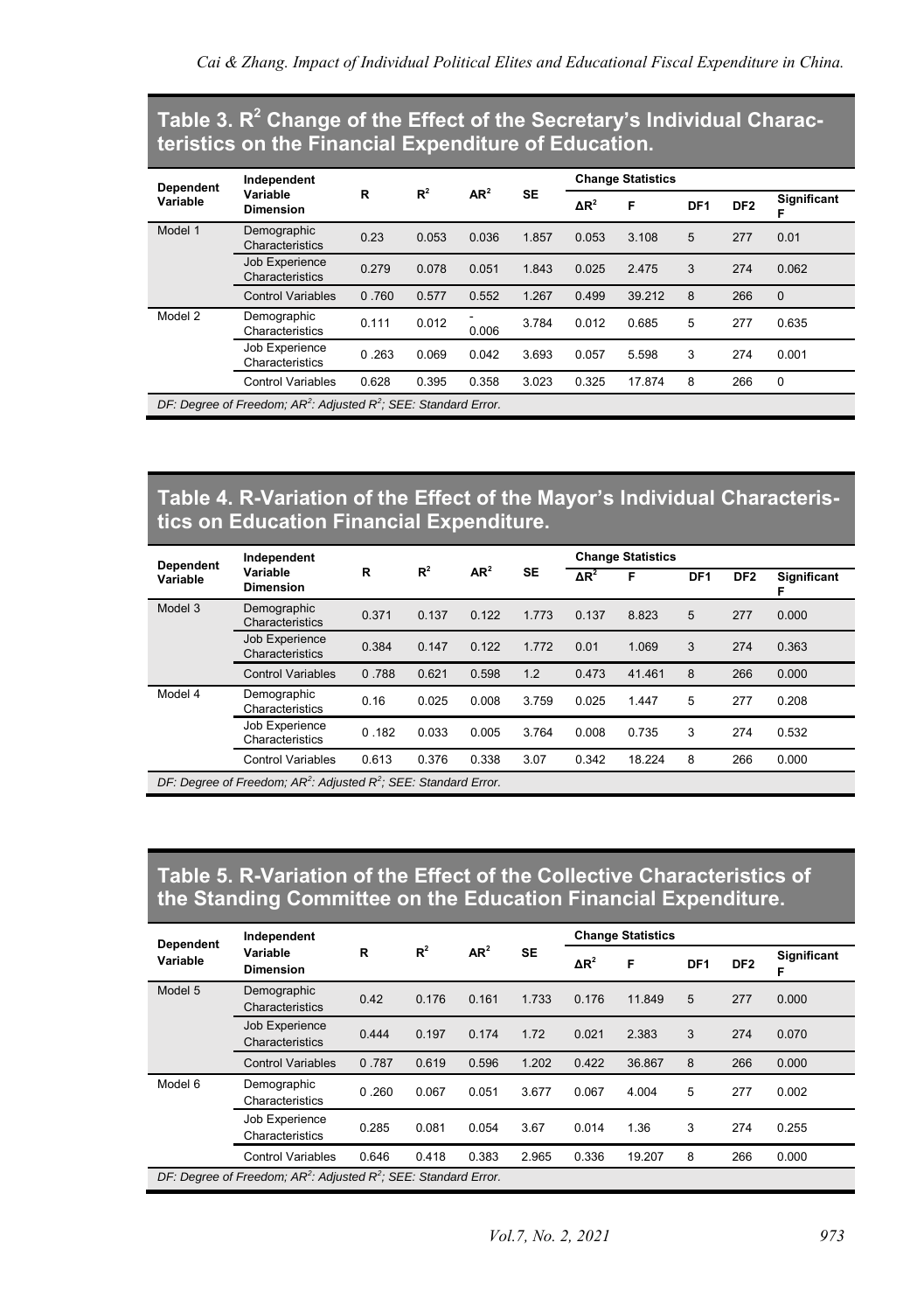## Table 3. $R^2$ Change of the Effect of the Secretary's Individual Characteristics on the Financial Expenditure of Education.

| Dependent Variable | Independent Variable Dimension | R | $R^2$ | $AR^2$ | SE | Change Statistics | | | | |
|---|---|---|---|---|---|---|---|---|---|---|
| | | | | | | $\Delta R^2$ | F | DF1 | DF2 | Significant F |
| Model 1 | Demographic Characteristics | 0.23 | 0.053 | 0.036 | 1.857 | 0.053 | 3.108 | 5 | 277 | 0.01 |
| | Job Experience Characteristics | 0.279 | 0.078 | 0.051 | 1.843 | 0.025 | 2.475 | 3 | 274 | 0.062 |
| | Control Variables | 0 .760 | 0.577 | 0.552 | 1.267 | 0.499 | 39.212 | 8 | 266 | 0 |
| Model 2 | Demographic Characteristics | 0.111 | 0.012 | -0.006 | 3.784 | 0.012 | 0.685 | 5 | 277 | 0.635 |
| | Job Experience Characteristics | 0 .263 | 0.069 | 0.042 | 3.693 | 0.057 | 5.598 | 3 | 274 | 0.001 |
| | Control Variables | 0.628 | 0.395 | 0.358 | 3.023 | 0.325 | 17.874 | 8 | 266 | 0 |

*DF: Degree of Freedom; $AR^2$: Adjusted $R^2$; SEE: Standard Error.*

## Table 4. R-Variation of the Effect of the Mayor's Individual Characteristics on Education Financial Expenditure.

| Dependent Variable | Independent Variable Dimension | R | $R^2$ | $AR^2$ | SE | Change Statistics | | | | |
|---|---|---|---|---|---|---|---|---|---|---|
| | | | | | | $\Delta R^2$ | F | DF1 | DF2 | Significant F |
| Model 3 | Demographic Characteristics | 0.371 | 0.137 | 0.122 | 1.773 | 0.137 | 8.823 | 5 | 277 | 0.000 |
| | Job Experience Characteristics | 0.384 | 0.147 | 0.122 | 1.772 | 0.01 | 1.069 | 3 | 274 | 0.363 |
| | Control Variables | 0 .788 | 0.621 | 0.598 | 1.2 | 0.473 | 41.461 | 8 | 266 | 0.000 |
| Model 4 | Demographic Characteristics | 0.16 | 0.025 | 0.008 | 3.759 | 0.025 | 1.447 | 5 | 277 | 0.208 |
| | Job Experience Characteristics | 0 .182 | 0.033 | 0.005 | 3.764 | 0.008 | 0.735 | 3 | 274 | 0.532 |
| | Control Variables | 0.613 | 0.376 | 0.338 | 3.07 | 0.342 | 18.224 | 8 | 266 | 0.000 |

*DF: Degree of Freedom; $AR^2$: Adjusted $R^2$; SEE: Standard Error.*

## Table 5. R-Variation of the Effect of the Collective Characteristics of the Standing Committee on the Education Financial Expenditure.

| Dependent Variable | Independent Variable Dimension | R | $R^2$ | $AR^2$ | SE | Change Statistics | | | | |
|---|---|---|---|---|---|---|---|---|---|---|
| | | | | | | $\Delta R^2$ | F | DF1 | DF2 | Significant F |
| Model 5 | Demographic Characteristics | 0.42 | 0.176 | 0.161 | 1.733 | 0.176 | 11.849 | 5 | 277 | 0.000 |
| | Job Experience Characteristics | 0.444 | 0.197 | 0.174 | 1.72 | 0.021 | 2.383 | 3 | 274 | 0.070 |
| | Control Variables | 0 .787 | 0.619 | 0.596 | 1.202 | 0.422 | 36.867 | 8 | 266 | 0.000 |
| Model 6 | Demographic Characteristics | 0 .260 | 0.067 | 0.051 | 3.677 | 0.067 | 4.004 | 5 | 277 | 0.002 |
| | Job Experience Characteristics | 0.285 | 0.081 | 0.054 | 3.67 | 0.014 | 1.36 | 3 | 274 | 0.255 |
| | Control Variables | 0.646 | 0.418 | 0.383 | 2.965 | 0.336 | 19.207 | 8 | 266 | 0.000 |

*DF: Degree of Freedom; $AR^2$: Adjusted $R^2$; SEE: Standard Error.*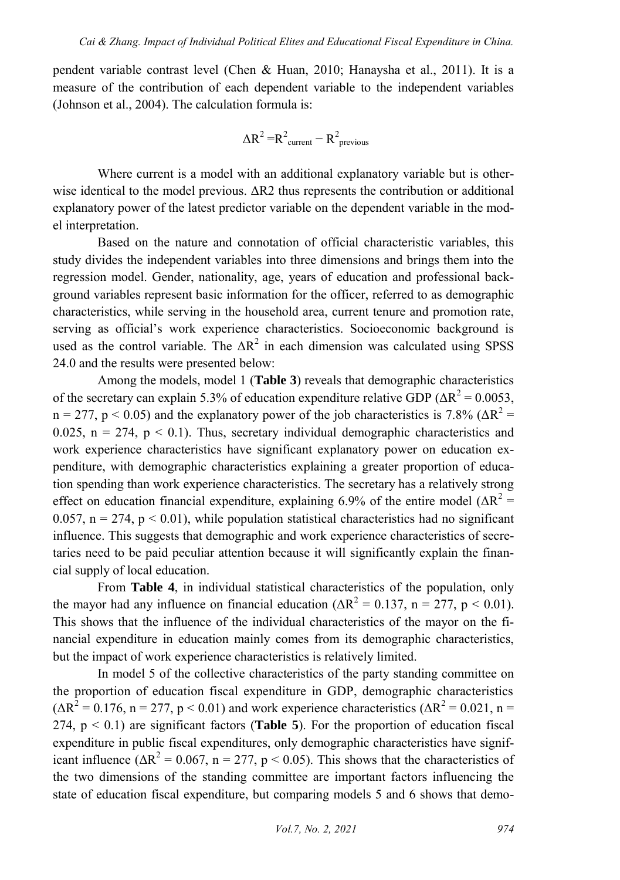pendent variable contrast level (Chen & Huan, 2010; Hanaysha et al., 2011). It is a measure of the contribution of each dependent variable to the independent variables (Johnson et al., 2004). The calculation formula is:

$$\Delta R^2 = R^2_{current} - R^2_{previous}$$

Where current is a model with an additional explanatory variable but is otherwise identical to the model previous. ΔR2 thus represents the contribution or additional explanatory power of the latest predictor variable on the dependent variable in the model interpretation.

Based on the nature and connotation of official characteristic variables, this study divides the independent variables into three dimensions and brings them into the regression model. Gender, nationality, age, years of education and professional background variables represent basic information for the officer, referred to as demographic characteristics, while serving in the household area, current tenure and promotion rate, serving as official's work experience characteristics. Socioeconomic background is used as the control variable. The $\Delta R^2$ in each dimension was calculated using SPSS 24.0 and the results were presented below:

Among the models, model 1 (**Table 3**) reveals that demographic characteristics of the secretary can explain 5.3% of education expenditure relative GDP ($\Delta R^2 = 0.0053$, $n = 277$, $p < 0.05$) and the explanatory power of the job characteristics is 7.8% ($\Delta R^2 = 0.025$, $n = 274$, $p < 0.1$). Thus, secretary individual demographic characteristics and work experience characteristics have significant explanatory power on education expenditure, with demographic characteristics explaining a greater proportion of education spending than work experience characteristics. The secretary has a relatively strong effect on education financial expenditure, explaining 6.9% of the entire model ($\Delta R^2 = 0.057$, $n = 274$, $p < 0.01$), while population statistical characteristics had no significant influence. This suggests that demographic and work experience characteristics of secretaries need to be paid peculiar attention because it will significantly explain the financial supply of local education.

From **Table 4**, in individual statistical characteristics of the population, only the mayor had any influence on financial education ($\Delta R^2 = 0.137$, $n = 277$, $p < 0.01$). This shows that the influence of the individual characteristics of the mayor on the financial expenditure in education mainly comes from its demographic characteristics, but the impact of work experience characteristics is relatively limited.

In model 5 of the collective characteristics of the party standing committee on the proportion of education fiscal expenditure in GDP, demographic characteristics ($\Delta R^2 = 0.176$, $n = 277$, $p < 0.01$) and work experience characteristics ($\Delta R^2 = 0.021$, $n = 274$, $p < 0.1$) are significant factors (**Table 5**). For the proportion of education fiscal expenditure in public fiscal expenditures, only demographic characteristics have significant influence ($\Delta R^2 = 0.067$, $n = 277$, $p < 0.05$). This shows that the characteristics of the two dimensions of the standing committee are important factors influencing the state of education fiscal expenditure, but comparing models 5 and 6 shows that demo-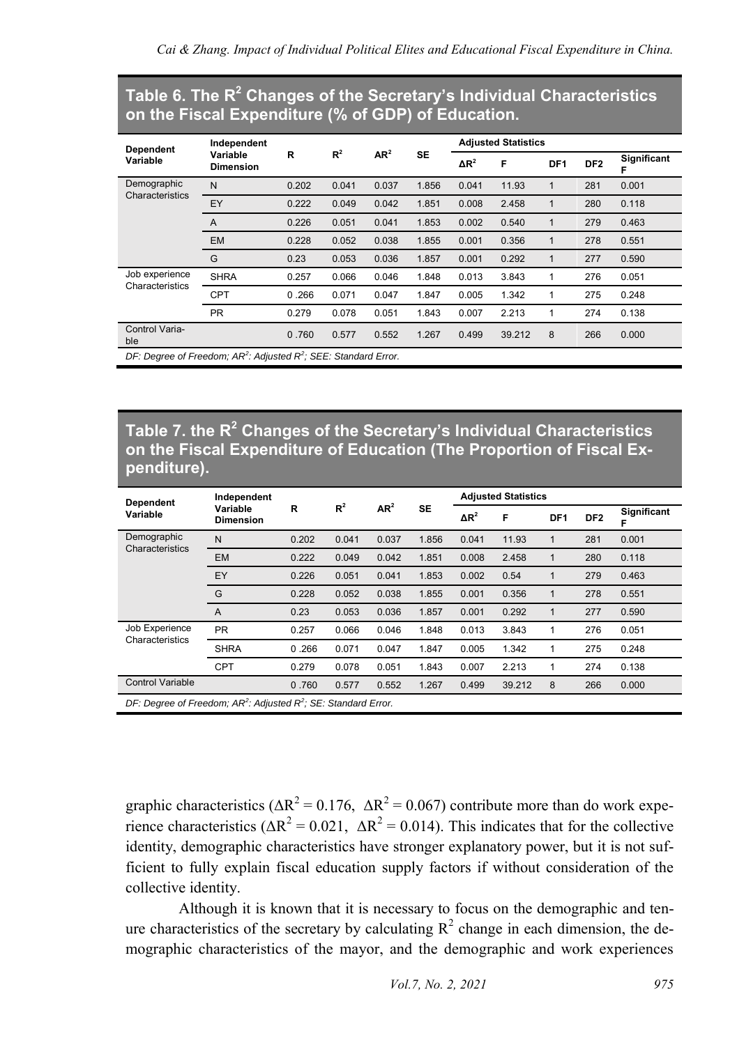**Table 6. The $R^2$ Changes of the Secretary's Individual Characteristics on the Fiscal Expenditure (% of GDP) of Education.**

| Dependent Variable | Independent Variable Dimension | R | $R^2$ | $AR^2$ | SE | Adjusted Statistics | | | | |
|---|---|---|---|---|---|---|---|---|---|---|
| | | | | | | $\Delta R^2$ | F | DF1 | DF2 | Significant F |
| Demographic Characteristics | N | 0.202 | 0.041 | 0.037 | 1.856 | 0.041 | 11.93 | 1 | 281 | 0.001 |
| | EY | 0.222 | 0.049 | 0.042 | 1.851 | 0.008 | 2.458 | 1 | 280 | 0.118 |
| | A | 0.226 | 0.051 | 0.041 | 1.853 | 0.002 | 0.540 | 1 | 279 | 0.463 |
| | EM | 0.228 | 0.052 | 0.038 | 1.855 | 0.001 | 0.356 | 1 | 278 | 0.551 |
| | G | 0.23 | 0.053 | 0.036 | 1.857 | 0.001 | 0.292 | 1 | 277 | 0.590 |
| Job experience Characteristics | SHRA | 0.257 | 0.066 | 0.046 | 1.848 | 0.013 | 3.843 | 1 | 276 | 0.051 |
| | CPT | 0 .266 | 0.071 | 0.047 | 1.847 | 0.005 | 1.342 | 1 | 275 | 0.248 |
| | PR | 0.279 | 0.078 | 0.051 | 1.843 | 0.007 | 2.213 | 1 | 274 | 0.138 |
| Control Variable | | 0 .760 | 0.577 | 0.552 | 1.267 | 0.499 | 39.212 | 8 | 266 | 0.000 |

*DF: Degree of Freedom; $AR^2$: Adjusted $R^2$; SEE: Standard Error.*

**Table 7. the $R^2$ Changes of the Secretary's Individual Characteristics on the Fiscal Expenditure of Education (The Proportion of Fiscal Expenditure).**

| Dependent Variable | Independent Variable Dimension | R | $R^2$ | $AR^2$ | SE | Adjusted Statistics | | | | |
|---|---|---|---|---|---|---|---|---|---|---|
| | | | | | | $\Delta R^2$ | F | DF1 | DF2 | Significant F |
| Demographic Characteristics | N | 0.202 | 0.041 | 0.037 | 1.856 | 0.041 | 11.93 | 1 | 281 | 0.001 |
| | EM | 0.222 | 0.049 | 0.042 | 1.851 | 0.008 | 2.458 | 1 | 280 | 0.118 |
| | EY | 0.226 | 0.051 | 0.041 | 1.853 | 0.002 | 0.54 | 1 | 279 | 0.463 |
| | G | 0.228 | 0.052 | 0.038 | 1.855 | 0.001 | 0.356 | 1 | 278 | 0.551 |
| | A | 0.23 | 0.053 | 0.036 | 1.857 | 0.001 | 0.292 | 1 | 277 | 0.590 |
| Job Experience Characteristics | PR | 0.257 | 0.066 | 0.046 | 1.848 | 0.013 | 3.843 | 1 | 276 | 0.051 |
| | SHRA | 0 .266 | 0.071 | 0.047 | 1.847 | 0.005 | 1.342 | 1 | 275 | 0.248 |
| | CPT | 0.279 | 0.078 | 0.051 | 1.843 | 0.007 | 2.213 | 1 | 274 | 0.138 |
| Control Variable | | 0 .760 | 0.577 | 0.552 | 1.267 | 0.499 | 39.212 | 8 | 266 | 0.000 |

*DF: Degree of Freedom; $AR^2$: Adjusted $R^2$; SE: Standard Error.*

graphic characteristics ($\Delta R^2 = 0.176$, $\Delta R^2 = 0.067$) contribute more than do work experience characteristics ($\Delta R^2 = 0.021$, $\Delta R^2 = 0.014$). This indicates that for the collective identity, demographic characteristics have stronger explanatory power, but it is not sufficient to fully explain fiscal education supply factors if without consideration of the collective identity.

Although it is known that it is necessary to focus on the demographic and tenure characteristics of the secretary by calculating $R^2$ change in each dimension, the demographic characteristics of the mayor, and the demographic and work experiences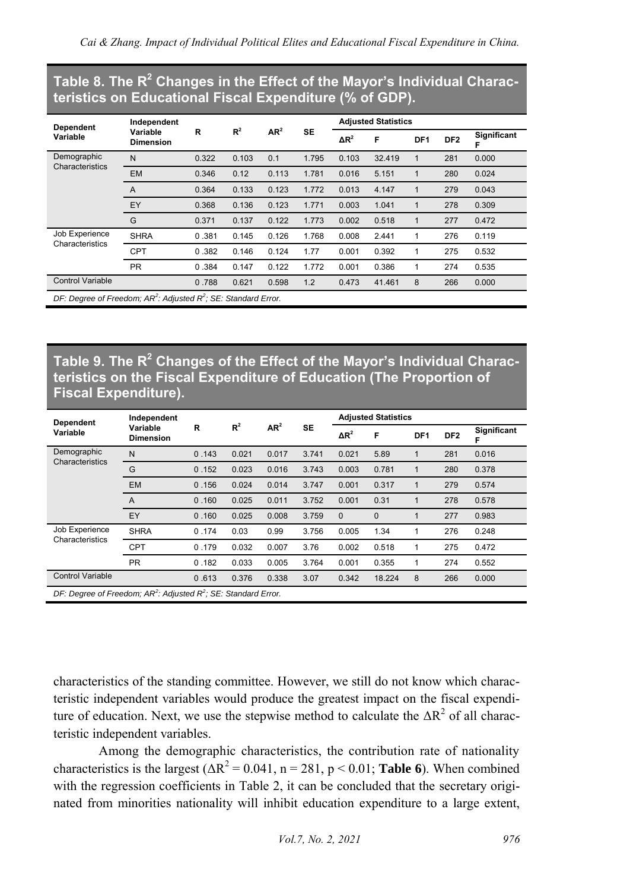**Table 8. The $R^2$ Changes in the Effect of the Mayor's Individual Characteristics on Educational Fiscal Expenditure (% of GDP).**

| Dependent Variable | Independent Variable Dimension | R | $R^2$ | $AR^2$ | SE | Adjusted Statistics | | | | |
|---|---|---|---|---|---|---|---|---|---|---|
| | | | | | | $\Delta R^2$ | F | DF1 | DF2 | Significant F |
| Demographic Characteristics | N | 0.322 | 0.103 | 0.1 | 1.795 | 0.103 | 32.419 | 1 | 281 | 0.000 |
| | EM | 0.346 | 0.12 | 0.113 | 1.781 | 0.016 | 5.151 | 1 | 280 | 0.024 |
| | A | 0.364 | 0.133 | 0.123 | 1.772 | 0.013 | 4.147 | 1 | 279 | 0.043 |
| | EY | 0.368 | 0.136 | 0.123 | 1.771 | 0.003 | 1.041 | 1 | 278 | 0.309 |
| | G | 0.371 | 0.137 | 0.122 | 1.773 | 0.002 | 0.518 | 1 | 277 | 0.472 |
| Job Experience Characteristics | SHRA | 0 .381 | 0.145 | 0.126 | 1.768 | 0.008 | 2.441 | 1 | 276 | 0.119 |
| | CPT | 0 .382 | 0.146 | 0.124 | 1.77 | 0.001 | 0.392 | 1 | 275 | 0.532 |
| | PR | 0 .384 | 0.147 | 0.122 | 1.772 | 0.001 | 0.386 | 1 | 274 | 0.535 |
| Control Variable | | 0 .788 | 0.621 | 0.598 | 1.2 | 0.473 | 41.461 | 8 | 266 | 0.000 |

*DF: Degree of Freedom; $AR^2$: Adjusted $R^2$; SE: Standard Error.*

**Table 9. The $R^2$ Changes of the Effect of the Mayor's Individual Characteristics on the Fiscal Expenditure of Education (The Proportion of Fiscal Expenditure).**

| Dependent Variable | Independent Variable Dimension | R | $R^2$ | $AR^2$ | SE | Adjusted Statistics | | | | |
|---|---|---|---|---|---|---|---|---|---|---|
| | | | | | | $\Delta R^2$ | F | DF1 | DF2 | Significant F |
| Demographic Characteristics | N | 0 .143 | 0.021 | 0.017 | 3.741 | 0.021 | 5.89 | 1 | 281 | 0.016 |
| | G | 0 .152 | 0.023 | 0.016 | 3.743 | 0.003 | 0.781 | 1 | 280 | 0.378 |
| | EM | 0 .156 | 0.024 | 0.014 | 3.747 | 0.001 | 0.317 | 1 | 279 | 0.574 |
| | A | 0 .160 | 0.025 | 0.011 | 3.752 | 0.001 | 0.31 | 1 | 278 | 0.578 |
| | EY | 0 .160 | 0.025 | 0.008 | 3.759 | 0 | 0 | 1 | 277 | 0.983 |
| Job Experience Characteristics | SHRA | 0 .174 | 0.03 | 0.99 | 3.756 | 0.005 | 1.34 | 1 | 276 | 0.248 |
| | CPT | 0 .179 | 0.032 | 0.007 | 3.76 | 0.002 | 0.518 | 1 | 275 | 0.472 |
| | PR | 0 .182 | 0.033 | 0.005 | 3.764 | 0.001 | 0.355 | 1 | 274 | 0.552 |
| Control Variable | | 0 .613 | 0.376 | 0.338 | 3.07 | 0.342 | 18.224 | 8 | 266 | 0.000 |

*DF: Degree of Freedom; $AR^2$: Adjusted $R^2$; SE: Standard Error.*

characteristics of the standing committee. However, we still do not know which characteristic independent variables would produce the greatest impact on the fiscal expenditure of education. Next, we use the stepwise method to calculate the $\Delta R^2$ of all characteristic independent variables.

Among the demographic characteristics, the contribution rate of nationality characteristics is the largest ($\Delta R^2 = 0.041$, $n = 281$, $p < 0.01$; **Table 6**). When combined with the regression coefficients in Table 2, it can be concluded that the secretary originated from minorities nationality will inhibit education expenditure to a large extent,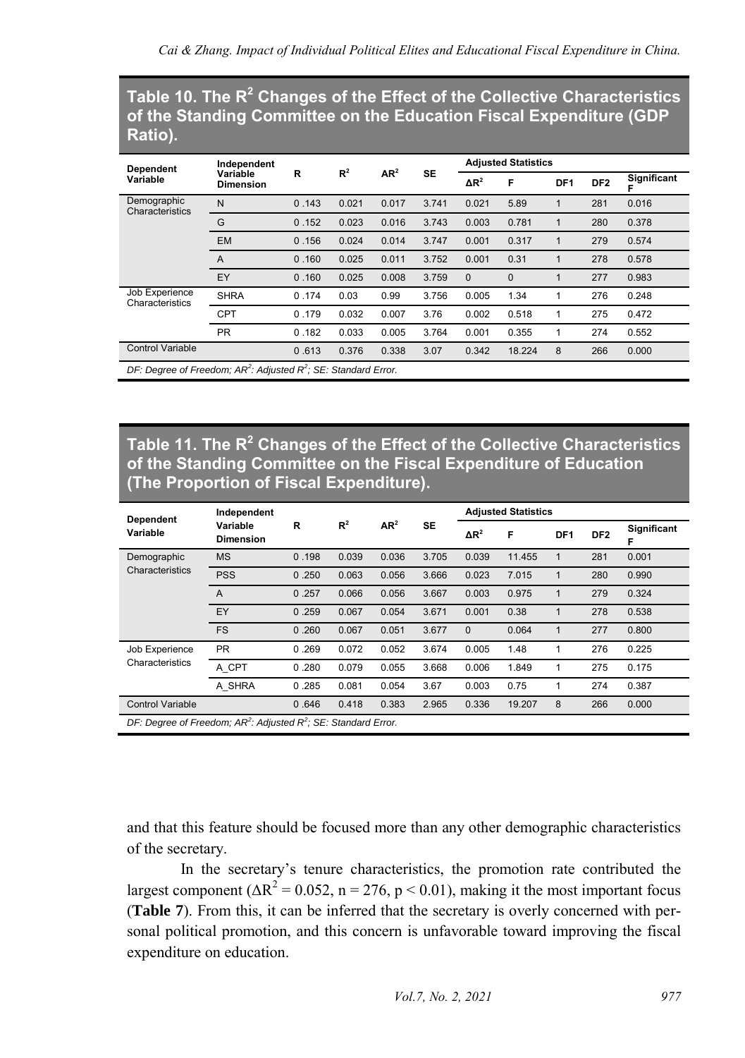**Table 10. The $R^2$ Changes of the Effect of the Collective Characteristics of the Standing Committee on the Education Fiscal Expenditure (GDP Ratio).**

| Dependent Variable | Independent Variable Dimension | R | $R^2$ | $AR^2$ | SE | Adjusted Statistics | | | | |
|---|---|---|---|---|---|---|---|---|---|---|
| | | | | | | $\Delta R^2$ | F | DF1 | DF2 | Significant F |
| Demographic Characteristics | N | 0 .143 | 0.021 | 0.017 | 3.741 | 0.021 | 5.89 | 1 | 281 | 0.016 |
| | G | 0 .152 | 0.023 | 0.016 | 3.743 | 0.003 | 0.781 | 1 | 280 | 0.378 |
| | EM | 0 .156 | 0.024 | 0.014 | 3.747 | 0.001 | 0.317 | 1 | 279 | 0.574 |
| | A | 0 .160 | 0.025 | 0.011 | 3.752 | 0.001 | 0.31 | 1 | 278 | 0.578 |
| | EY | 0 .160 | 0.025 | 0.008 | 3.759 | 0 | 0 | 1 | 277 | 0.983 |
| Job Experience Characteristics | SHRA | 0 .174 | 0.03 | 0.99 | 3.756 | 0.005 | 1.34 | 1 | 276 | 0.248 |
| | CPT | 0 .179 | 0.032 | 0.007 | 3.76 | 0.002 | 0.518 | 1 | 275 | 0.472 |
| | PR | 0 .182 | 0.033 | 0.005 | 3.764 | 0.001 | 0.355 | 1 | 274 | 0.552 |
| Control Variable | | 0 .613 | 0.376 | 0.338 | 3.07 | 0.342 | 18.224 | 8 | 266 | 0.000 |

*DF: Degree of Freedom; $AR^2$: Adjusted $R^2$; SE: Standard Error.*

**Table 11. The $R^2$ Changes of the Effect of the Collective Characteristics of the Standing Committee on the Fiscal Expenditure of Education (The Proportion of Fiscal Expenditure).**

| Dependent Variable | Independent Variable Dimension | R | $R^2$ | $AR^2$ | SE | Adjusted Statistics | | | | |
|---|---|---|---|---|---|---|---|---|---|---|
| | | | | | | $\Delta R^2$ | F | DF1 | DF2 | Significant F |
| Demographic Characteristics | MS | 0 .198 | 0.039 | 0.036 | 3.705 | 0.039 | 11.455 | 1 | 281 | 0.001 |
| | PSS | 0 .250 | 0.063 | 0.056 | 3.666 | 0.023 | 7.015 | 1 | 280 | 0.990 |
| | A | 0 .257 | 0.066 | 0.056 | 3.667 | 0.003 | 0.975 | 1 | 279 | 0.324 |
| | EY | 0 .259 | 0.067 | 0.054 | 3.671 | 0.001 | 0.38 | 1 | 278 | 0.538 |
| | FS | 0 .260 | 0.067 | 0.051 | 3.677 | 0 | 0.064 | 1 | 277 | 0.800 |
| Job Experience Characteristics | PR | 0 .269 | 0.072 | 0.052 | 3.674 | 0.005 | 1.48 | 1 | 276 | 0.225 |
| | A_CPT | 0 .280 | 0.079 | 0.055 | 3.668 | 0.006 | 1.849 | 1 | 275 | 0.175 |
| | A_SHRA | 0 .285 | 0.081 | 0.054 | 3.67 | 0.003 | 0.75 | 1 | 274 | 0.387 |
| Control Variable | | 0 .646 | 0.418 | 0.383 | 2.965 | 0.336 | 19.207 | 8 | 266 | 0.000 |

*DF: Degree of Freedom; $AR^2$: Adjusted $R^2$; SE: Standard Error.*

and that this feature should be focused more than any other demographic characteristics of the secretary.

In the secretary's tenure characteristics, the promotion rate contributed the largest component ($\Delta R^2 = 0.052$, $n = 276$, $p < 0.01$), making it the most important focus (**Table 7**). From this, it can be inferred that the secretary is overly concerned with personal political promotion, and this concern is unfavorable toward improving the fiscal expenditure on education.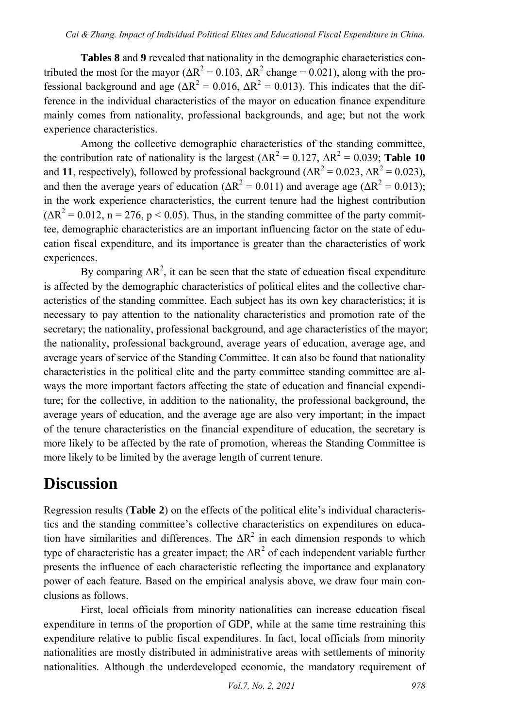**Tables 8** and **9** revealed that nationality in the demographic characteristics contributed the most for the mayor ($\Delta R^2 = 0.103$, $\Delta R^2$ change = 0.021), along with the professional background and age ($\Delta R^2 = 0.016$, $\Delta R^2 = 0.013$). This indicates that the difference in the individual characteristics of the mayor on education finance expenditure mainly comes from nationality, professional backgrounds, and age; but not the work experience characteristics.

Among the collective demographic characteristics of the standing committee, the contribution rate of nationality is the largest ($\Delta R^2 = 0.127$, $\Delta R^2 = 0.039$; **Table 10** and **11**, respectively), followed by professional background ($\Delta R^2 = 0.023$, $\Delta R^2 = 0.023$), and then the average years of education ($\Delta R^2 = 0.011$) and average age ($\Delta R^2 = 0.013$); in the work experience characteristics, the current tenure had the highest contribution ($\Delta R^2 = 0.012$, $n = 276$, $p < 0.05$). Thus, in the standing committee of the party committee, demographic characteristics are an important influencing factor on the state of education fiscal expenditure, and its importance is greater than the characteristics of work experiences.

By comparing $\Delta R^2$, it can be seen that the state of education fiscal expenditure is affected by the demographic characteristics of political elites and the collective characteristics of the standing committee. Each subject has its own key characteristics; it is necessary to pay attention to the nationality characteristics and promotion rate of the secretary; the nationality, professional background, and age characteristics of the mayor; the nationality, professional background, average years of education, average age, and average years of service of the Standing Committee. It can also be found that nationality characteristics in the political elite and the party committee standing committee are always the more important factors affecting the state of education and financial expenditure; for the collective, in addition to the nationality, the professional background, the average years of education, and the average age are also very important; in the impact of the tenure characteristics on the financial expenditure of education, the secretary is more likely to be affected by the rate of promotion, whereas the Standing Committee is more likely to be limited by the average length of current tenure.

# Discussion

Regression results (**Table 2**) on the effects of the political elite's individual characteristics and the standing committee's collective characteristics on expenditures on education have similarities and differences. The $\Delta R^2$ in each dimension responds to which type of characteristic has a greater impact; the $\Delta R^2$ of each independent variable further presents the influence of each characteristic reflecting the importance and explanatory power of each feature. Based on the empirical analysis above, we draw four main conclusions as follows.

First, local officials from minority nationalities can increase education fiscal expenditure in terms of the proportion of GDP, while at the same time restraining this expenditure relative to public fiscal expenditures. In fact, local officials from minority nationalities are mostly distributed in administrative areas with settlements of minority nationalities. Although the underdeveloped economic, the mandatory requirement of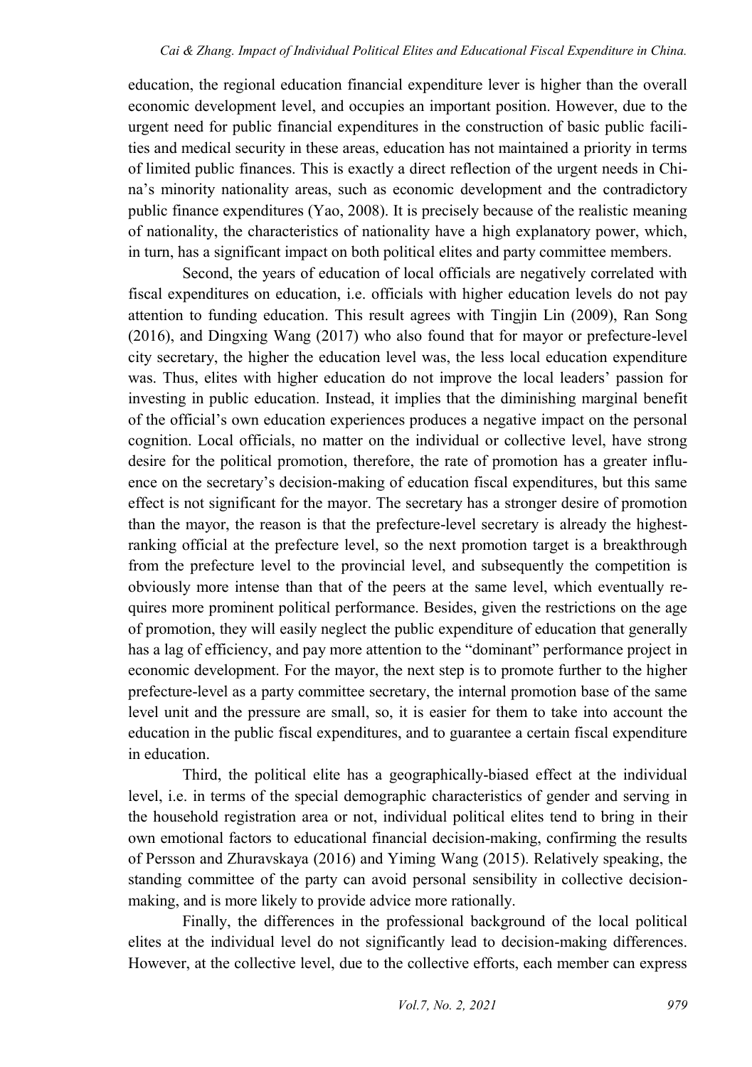education, the regional education financial expenditure lever is higher than the overall economic development level, and occupies an important position. However, due to the urgent need for public financial expenditures in the construction of basic public facilities and medical security in these areas, education has not maintained a priority in terms of limited public finances. This is exactly a direct reflection of the urgent needs in China's minority nationality areas, such as economic development and the contradictory public finance expenditures (Yao, 2008). It is precisely because of the realistic meaning of nationality, the characteristics of nationality have a high explanatory power, which, in turn, has a significant impact on both political elites and party committee members.

Second, the years of education of local officials are negatively correlated with fiscal expenditures on education, i.e. officials with higher education levels do not pay attention to funding education. This result agrees with Tingjin Lin (2009), Ran Song (2016), and Dingxing Wang (2017) who also found that for mayor or prefecture-level city secretary, the higher the education level was, the less local education expenditure was. Thus, elites with higher education do not improve the local leaders' passion for investing in public education. Instead, it implies that the diminishing marginal benefit of the official's own education experiences produces a negative impact on the personal cognition. Local officials, no matter on the individual or collective level, have strong desire for the political promotion, therefore, the rate of promotion has a greater influence on the secretary's decision-making of education fiscal expenditures, but this same effect is not significant for the mayor. The secretary has a stronger desire of promotion than the mayor, the reason is that the prefecture-level secretary is already the highest-ranking official at the prefecture level, so the next promotion target is a breakthrough from the prefecture level to the provincial level, and subsequently the competition is obviously more intense than that of the peers at the same level, which eventually requires more prominent political performance. Besides, given the restrictions on the age of promotion, they will easily neglect the public expenditure of education that generally has a lag of efficiency, and pay more attention to the "dominant" performance project in economic development. For the mayor, the next step is to promote further to the higher prefecture-level as a party committee secretary, the internal promotion base of the same level unit and the pressure are small, so, it is easier for them to take into account the education in the public fiscal expenditures, and to guarantee a certain fiscal expenditure in education.

Third, the political elite has a geographically-biased effect at the individual level, i.e. in terms of the special demographic characteristics of gender and serving in the household registration area or not, individual political elites tend to bring in their own emotional factors to educational financial decision-making, confirming the results of Persson and Zhuravskaya (2016) and Yiming Wang (2015). Relatively speaking, the standing committee of the party can avoid personal sensibility in collective decision-making, and is more likely to provide advice more rationally.

Finally, the differences in the professional background of the local political elites at the individual level do not significantly lead to decision-making differences. However, at the collective level, due to the collective efforts, each member can express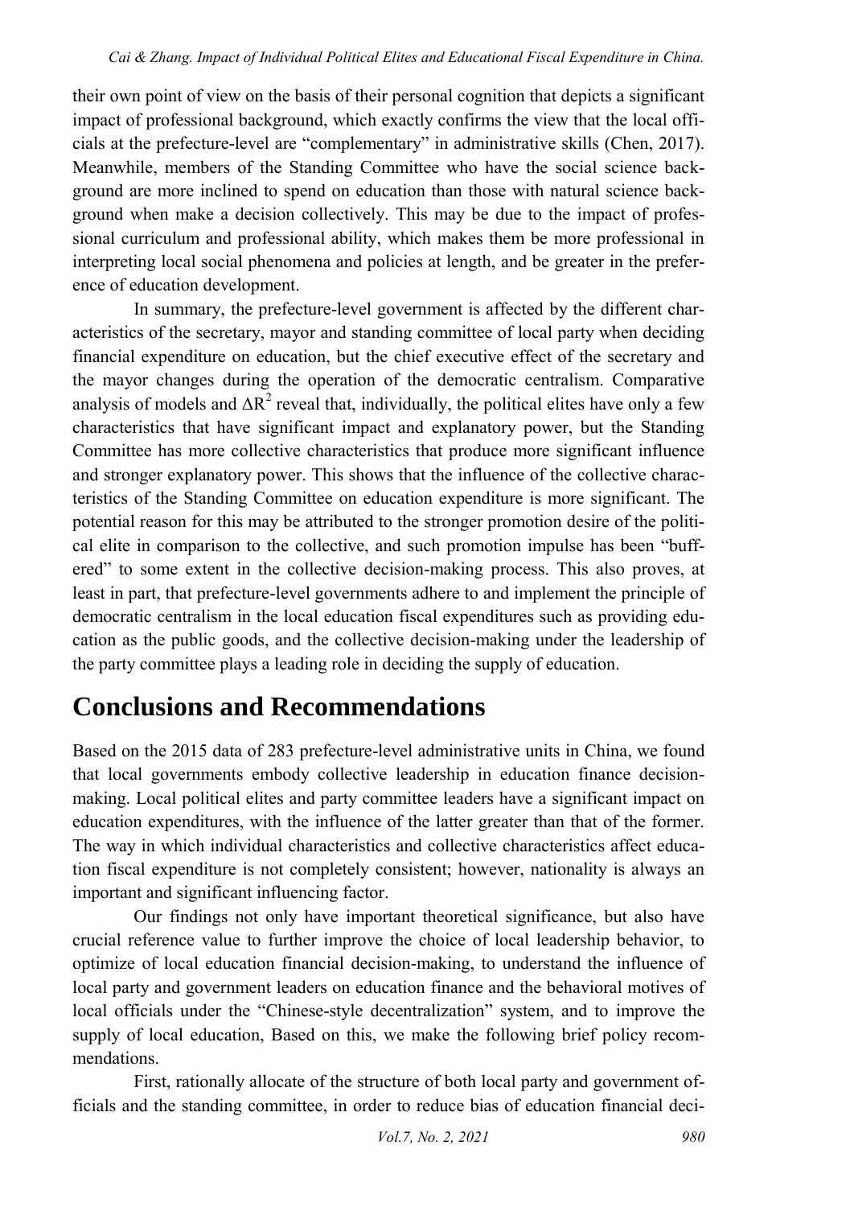their own point of view on the basis of their personal cognition that depicts a significant impact of professional background, which exactly confirms the view that the local officials at the prefecture-level are "complementary" in administrative skills (Chen, 2017). Meanwhile, members of the Standing Committee who have the social science background are more inclined to spend on education than those with natural science background when make a decision collectively. This may be due to the impact of professional curriculum and professional ability, which makes them be more professional in interpreting local social phenomena and policies at length, and be greater in the preference of education development.

In summary, the prefecture-level government is affected by the different characteristics of the secretary, mayor and standing committee of local party when deciding financial expenditure on education, but the chief executive effect of the secretary and the mayor changes during the operation of the democratic centralism. Comparative analysis of models and $\Delta R^2$ reveal that, individually, the political elites have only a few characteristics that have significant impact and explanatory power, but the Standing Committee has more collective characteristics that produce more significant influence and stronger explanatory power. This shows that the influence of the collective characteristics of the Standing Committee on education expenditure is more significant. The potential reason for this may be attributed to the stronger promotion desire of the political elite in comparison to the collective, and such promotion impulse has been "buffered" to some extent in the collective decision-making process. This also proves, at least in part, that prefecture-level governments adhere to and implement the principle of democratic centralism in the local education fiscal expenditures such as providing education as the public goods, and the collective decision-making under the leadership of the party committee plays a leading role in deciding the supply of education.

# Conclusions and Recommendations

Based on the 2015 data of 283 prefecture-level administrative units in China, we found that local governments embody collective leadership in education finance decision-making. Local political elites and party committee leaders have a significant impact on education expenditures, with the influence of the latter greater than that of the former. The way in which individual characteristics and collective characteristics affect education fiscal expenditure is not completely consistent; however, nationality is always an important and significant influencing factor.

Our findings not only have important theoretical significance, but also have crucial reference value to further improve the choice of local leadership behavior, to optimize of local education financial decision-making, to understand the influence of local party and government leaders on education finance and the behavioral motives of local officials under the "Chinese-style decentralization" system, and to improve the supply of local education, Based on this, we make the following brief policy recommendations.

First, rationally allocate of the structure of both local party and government officials and the standing committee, in order to reduce bias of education financial deci-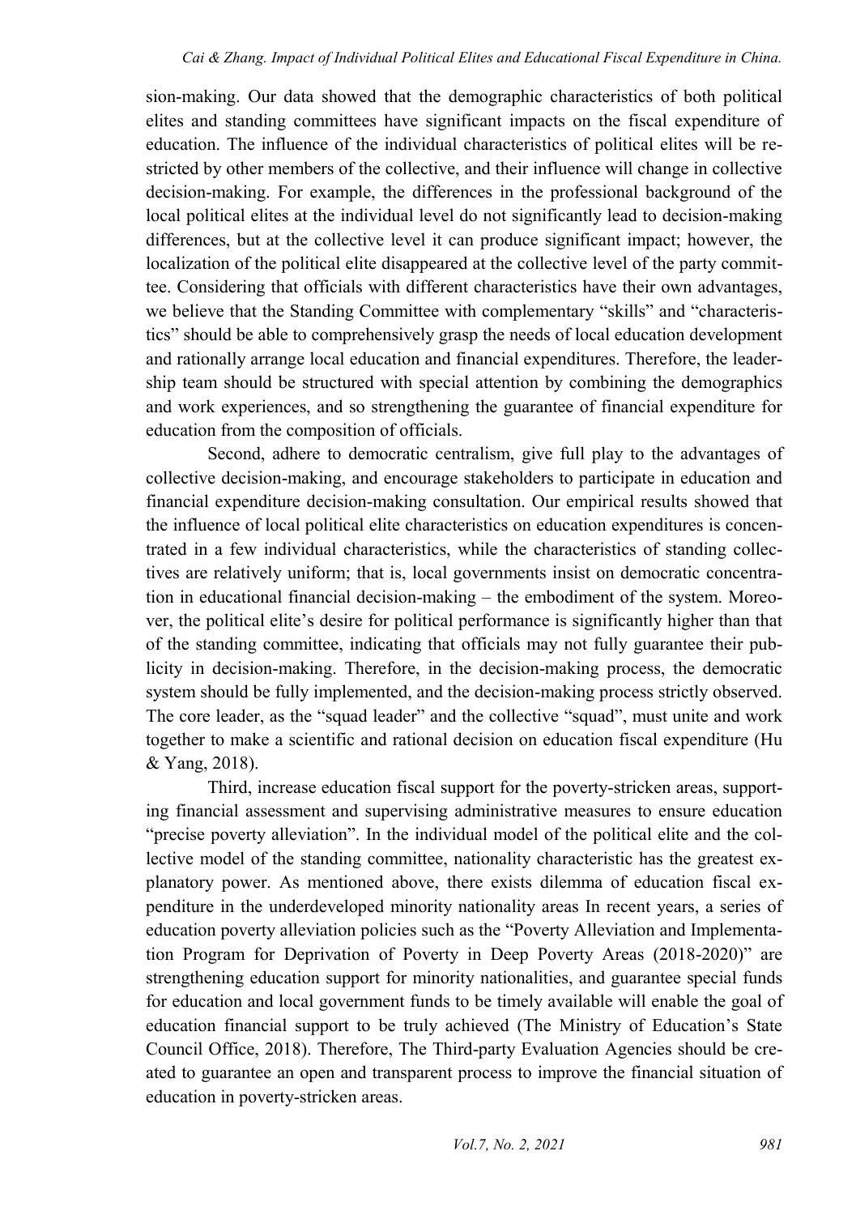sion-making. Our data showed that the demographic characteristics of both political elites and standing committees have significant impacts on the fiscal expenditure of education. The influence of the individual characteristics of political elites will be restricted by other members of the collective, and their influence will change in collective decision-making. For example, the differences in the professional background of the local political elites at the individual level do not significantly lead to decision-making differences, but at the collective level it can produce significant impact; however, the localization of the political elite disappeared at the collective level of the party committee. Considering that officials with different characteristics have their own advantages, we believe that the Standing Committee with complementary "skills" and "characteristics" should be able to comprehensively grasp the needs of local education development and rationally arrange local education and financial expenditures. Therefore, the leadership team should be structured with special attention by combining the demographics and work experiences, and so strengthening the guarantee of financial expenditure for education from the composition of officials.

Second, adhere to democratic centralism, give full play to the advantages of collective decision-making, and encourage stakeholders to participate in education and financial expenditure decision-making consultation. Our empirical results showed that the influence of local political elite characteristics on education expenditures is concentrated in a few individual characteristics, while the characteristics of standing collectives are relatively uniform; that is, local governments insist on democratic concentration in educational financial decision-making – the embodiment of the system. Moreover, the political elite's desire for political performance is significantly higher than that of the standing committee, indicating that officials may not fully guarantee their publicity in decision-making. Therefore, in the decision-making process, the democratic system should be fully implemented, and the decision-making process strictly observed. The core leader, as the "squad leader" and the collective "squad", must unite and work together to make a scientific and rational decision on education fiscal expenditure (Hu & Yang, 2018).

Third, increase education fiscal support for the poverty-stricken areas, supporting financial assessment and supervising administrative measures to ensure education "precise poverty alleviation". In the individual model of the political elite and the collective model of the standing committee, nationality characteristic has the greatest explanatory power. As mentioned above, there exists dilemma of education fiscal expenditure in the underdeveloped minority nationality areas In recent years, a series of education poverty alleviation policies such as the "Poverty Alleviation and Implementation Program for Deprivation of Poverty in Deep Poverty Areas (2018-2020)" are strengthening education support for minority nationalities, and guarantee special funds for education and local government funds to be timely available will enable the goal of education financial support to be truly achieved (The Ministry of Education's State Council Office, 2018). Therefore, The Third-party Evaluation Agencies should be created to guarantee an open and transparent process to improve the financial situation of education in poverty-stricken areas.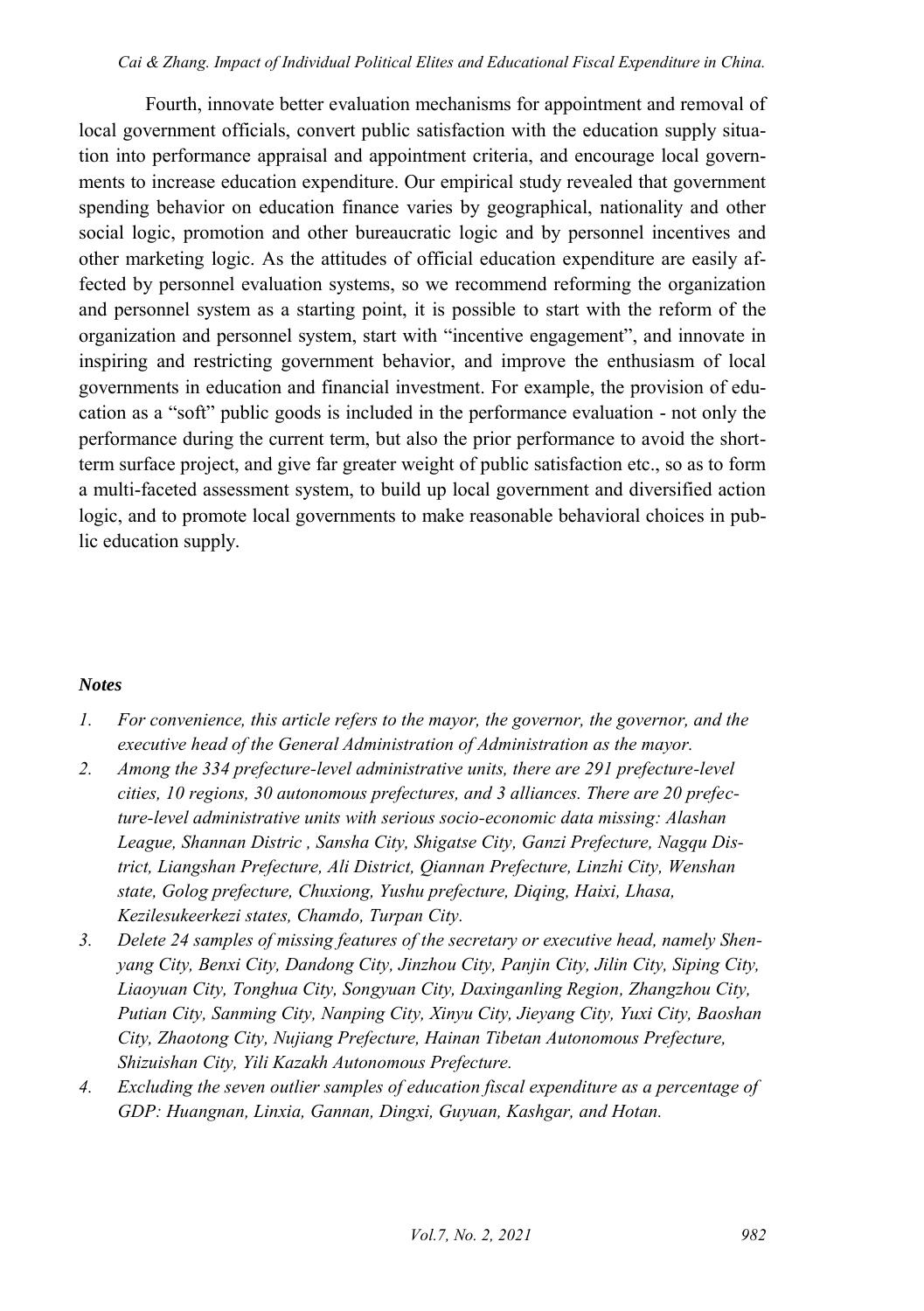Fourth, innovate better evaluation mechanisms for appointment and removal of local government officials, convert public satisfaction with the education supply situation into performance appraisal and appointment criteria, and encourage local governments to increase education expenditure. Our empirical study revealed that government spending behavior on education finance varies by geographical, nationality and other social logic, promotion and other bureaucratic logic and by personnel incentives and other marketing logic. As the attitudes of official education expenditure are easily affected by personnel evaluation systems, so we recommend reforming the organization and personnel system as a starting point, it is possible to start with the reform of the organization and personnel system, start with "incentive engagement", and innovate in inspiring and restricting government behavior, and improve the enthusiasm of local governments in education and financial investment. For example, the provision of education as a "soft" public goods is included in the performance evaluation - not only the performance during the current term, but also the prior performance to avoid the short-term surface project, and give far greater weight of public satisfaction etc., so as to form a multi-faceted assessment system, to build up local government and diversified action logic, and to promote local governments to make reasonable behavioral choices in public education supply.

### *Notes*

1. *For convenience, this article refers to the mayor, the governor, the governor, and the executive head of the General Administration of Administration as the mayor.*
2. *Among the 334 prefecture-level administrative units, there are 291 prefecture-level cities, 10 regions, 30 autonomous prefectures, and 3 alliances. There are 20 prefecture-level administrative units with serious socio-economic data missing: Alashan League, Shannan Distric , Sansha City, Shigatse City, Ganzi Prefecture, Nagqu District, Liangshan Prefecture, Ali District, Qiannan Prefecture, Linzhi City, Wenshan state, Golog prefecture, Chuxiong, Yushu prefecture, Diqing, Haixi, Lhasa, Kezilesukeerkezi states, Chamdo, Turpan City.*
3. *Delete 24 samples of missing features of the secretary or executive head, namely Shenyang City, Benxi City, Dandong City, Jinzhou City, Panjin City, Jilin City, Siping City, Liaoyuan City, Tonghua City, Songyuan City, Daxinganling Region, Zhangzhou City, Putian City, Sanming City, Nanping City, Xinyu City, Jieyang City, Yuxi City, Baoshan City, Zhaotong City, Nujiang Prefecture, Hainan Tibetan Autonomous Prefecture, Shizuishan City, Yili Kazakh Autonomous Prefecture.*
4. *Excluding the seven outlier samples of education fiscal expenditure as a percentage of GDP: Huangnan, Linxia, Gannan, Dingxi, Guyuan, Kashgar, and Hotan.*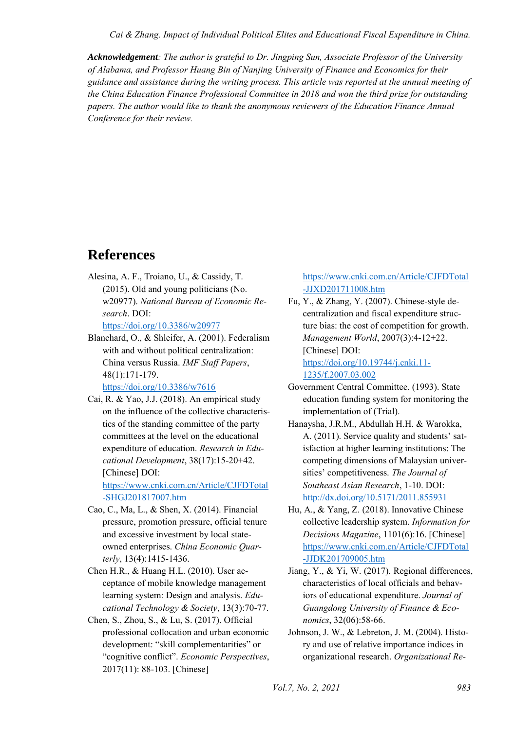***Acknowledgement**: The author is grateful to Dr. Jingping Sun, Associate Professor of the University of Alabama, and Professor Huang Bin of Nanjing University of Finance and Economics for their guidance and assistance during the writing process. This article was reported at the annual meeting of the China Education Finance Professional Committee in 2018 and won the third prize for outstanding papers. The author would like to thank the anonymous reviewers of the Education Finance Annual Conference for their review.*

# References

Alesina, A. F., Troiano, U., & Cassidy, T. (2015). Old and young politicians (No. w20977). *National Bureau of Economic Research*. DOI: https://doi.org/10.3386/w20977

Blanchard, O., & Shleifer, A. (2001). Federalism with and without political centralization: China versus Russia. *IMF Staff Papers*, 48(1):171-179. https://doi.org/10.3386/w7616

Cai, R. & Yao, J.J. (2018). An empirical study on the influence of the collective characteristics of the standing committee of the party committees at the level on the educational expenditure of education. *Research in Educational Development*, 38(17):15-20+42. [Chinese] DOI: https://www.cnki.com.cn/Article/CJFDTotal-SHGJ201817007.htm

Cao, C., Ma, L., & Shen, X. (2014). Financial pressure, promotion pressure, official tenure and excessive investment by local state-owned enterprises. *China Economic Quarterly*, 13(4):1415-1436.

Chen H.R., & Huang H.L. (2010). User acceptance of mobile knowledge management learning system: Design and analysis. *Educational Technology & Society*, 13(3):70-77.

Chen, S., Zhou, S., & Lu, S. (2017). Official professional collocation and urban economic development: "skill complementarities" or "cognitive conflict". *Economic Perspectives*, 2017(11): 88-103. [Chinese] https://www.cnki.com.cn/Article/CJFDTotal-JJXD201711008.htm

Fu, Y., & Zhang, Y. (2007). Chinese-style decentralization and fiscal expenditure structure bias: the cost of competition for growth. *Management World*, 2007(3):4-12+22. [Chinese] DOI: https://doi.org/10.19744/j.cnki.11-1235/f.2007.03.002

Government Central Committee. (1993). State education funding system for monitoring the implementation of (Trial).

Hanaysha, J.R.M., Abdullah H.H. & Warokka, A. (2011). Service quality and students' satisfaction at higher learning institutions: The competing dimensions of Malaysian universities' competitiveness. *The Journal of Southeast Asian Research*, 1-10. DOI: http://dx.doi.org/10.5171/2011.855931

Hu, A., & Yang, Z. (2018). Innovative Chinese collective leadership system. *Information for Decisions Magazine*, 1101(6):16. [Chinese] https://www.cnki.com.cn/Article/CJFDTotal-JJDK201709005.htm

Jiang, Y., & Yi, W. (2017). Regional differences, characteristics of local officials and behaviors of educational expenditure. *Journal of Guangdong University of Finance & Economics*, 32(06):58-66.

Johnson, J. W., & Lebreton, J. M. (2004). History and use of relative importance indices in organizational research. *Organizational Re-*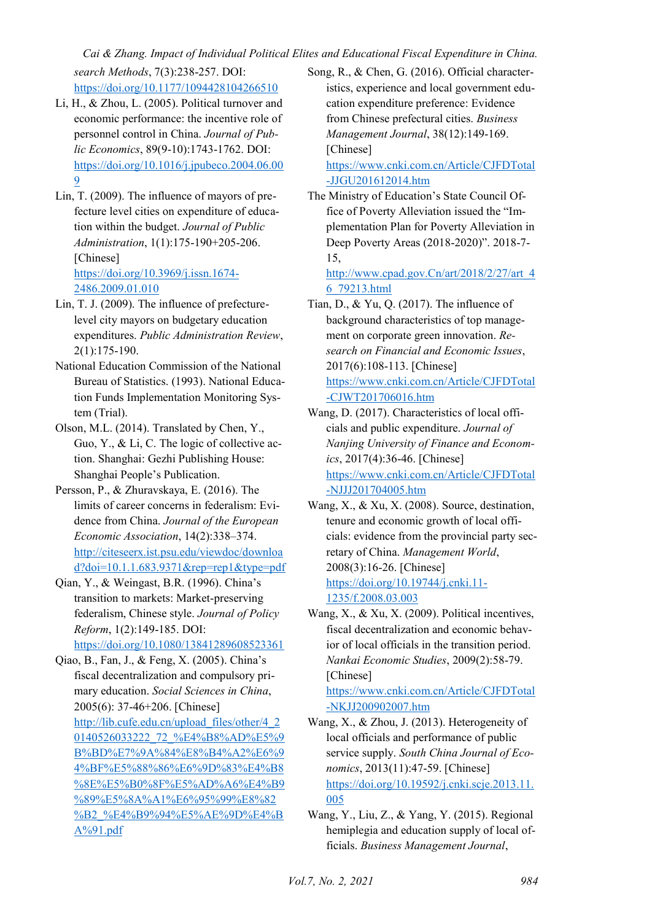search Methods, 7(3):238-257. DOI: https://doi.org/10.1177/1094428104266510

Li, H., & Zhou, L. (2005). Political turnover and economic performance: the incentive role of personnel control in China. *Journal of Public Economics*, 89(9-10):1743-1762. DOI: https://doi.org/10.1016/j.jpubeco.2004.06.009

Lin, T. (2009). The influence of mayors of prefecture level cities on expenditure of education within the budget. *Journal of Public Administration*, 1(1):175-190+205-206. [Chinese] https://doi.org/10.3969/j.issn.1674-2486.2009.01.010

Lin, T. J. (2009). The influence of prefecture-level city mayors on budgetary education expenditures. *Public Administration Review*, 2(1):175-190.

National Education Commission of the National Bureau of Statistics. (1993). National Education Funds Implementation Monitoring System (Trial).

Olson, M.L. (2014). Translated by Chen, Y., Guo, Y., & Li, C. The logic of collective action. Shanghai: Gezhi Publishing House: Shanghai People's Publication.

Persson, P., & Zhuravskaya, E. (2016). The limits of career concerns in federalism: Evidence from China. *Journal of the European Economic Association*, 14(2):338–374. http://citeseerx.ist.psu.edu/viewdoc/download?doi=10.1.1.683.9371&rep=rep1&type=pdf

Qian, Y., & Weingast, B.R. (1996). China's transition to markets: Market-preserving federalism, Chinese style. *Journal of Policy Reform*, 1(2):149-185. DOI: https://doi.org/10.1080/13841289608523361

Qiao, B., Fan, J., & Feng, X. (2005). China's fiscal decentralization and compulsory primary education. *Social Sciences in China*, 2005(6): 37-46+206. [Chinese] http://lib.cufe.edu.cn/upload_files/other/4_20140526033222_72_%E4%B8%AD%E5%9B%BD%E7%9A%84%E8%B4%A2%E6%94%BF%E5%88%86%E6%9D%83%E4%B8%8E%E5%B0%8F%E5%AD%A6%E4%B9%89%E5%8A%A1%E6%95%99%E8%82%B2_%E4%B9%94%E5%AE%9D%E4%BA%91.pdf

Song, R., & Chen, G. (2016). Official characteristics, experience and local government education expenditure preference: Evidence from Chinese prefectural cities. *Business Management Journal*, 38(12):149-169. [Chinese] https://www.cnki.com.cn/Article/CJFDTotal-JJGU201612014.htm

The Ministry of Education's State Council Office of Poverty Alleviation issued the "Implementation Plan for Poverty Alleviation in Deep Poverty Areas (2018-2020)". 2018-7-15, http://www.cpad.gov.Cn/art/2018/2/27/art_46_79213.html

Tian, D., & Yu, Q. (2017). The influence of background characteristics of top management on corporate green innovation. *Research on Financial and Economic Issues*, 2017(6):108-113. [Chinese] https://www.cnki.com.cn/Article/CJFDTotal-CJWT201706016.htm

Wang, D. (2017). Characteristics of local officials and public expenditure. *Journal of Nanjing University of Finance and Economics*, 2017(4):36-46. [Chinese] https://www.cnki.com.cn/Article/CJFDTotal-NJJJ201704005.htm

Wang, X., & Xu, X. (2008). Source, destination, tenure and economic growth of local officials: evidence from the provincial party secretary of China. *Management World*, 2008(3):16-26. [Chinese] https://doi.org/10.19744/j.cnki.11-1235/f.2008.03.003

Wang, X., & Xu, X. (2009). Political incentives, fiscal decentralization and economic behavior of local officials in the transition period. *Nankai Economic Studies*, 2009(2):58-79. [Chinese] https://www.cnki.com.cn/Article/CJFDTotal-NKJJ200902007.htm

Wang, X., & Zhou, J. (2013). Heterogeneity of local officials and performance of public service supply. *South China Journal of Economics*, 2013(11):47-59. [Chinese] https://doi.org/10.19592/j.cnki.scje.2013.11.005

Wang, Y., Liu, Z., & Yang, Y. (2015). Regional hemiplegia and education supply of local officials. *Business Management Journal*,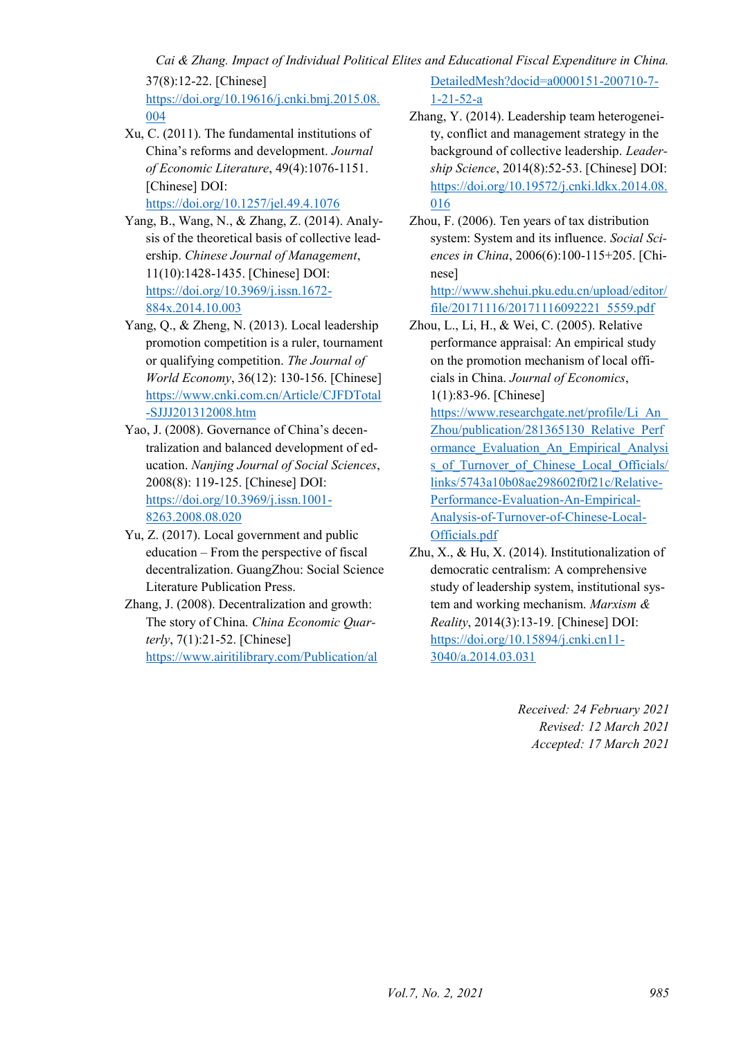37(8):12-22. [Chinese] https://doi.org/10.19616/j.cnki.bmj.2015.08.004

Xu, C. (2011). The fundamental institutions of China's reforms and development. *Journal of Economic Literature*, 49(4):1076-1151. [Chinese] DOI: https://doi.org/10.1257/jel.49.4.1076

Yang, B., Wang, N., & Zhang, Z. (2014). Analysis of the theoretical basis of collective leadership. *Chinese Journal of Management*, 11(10):1428-1435. [Chinese] DOI: https://doi.org/10.3969/j.issn.1672-884x.2014.10.003

Yang, Q., & Zheng, N. (2013). Local leadership promotion competition is a ruler, tournament or qualifying competition. *The Journal of World Economy*, 36(12): 130-156. [Chinese] https://www.cnki.com.cn/Article/CJFDTotal-SJJJ201312008.htm

Yao, J. (2008). Governance of China's decentralization and balanced development of education. *Nanjing Journal of Social Sciences*, 2008(8): 119-125. [Chinese] DOI: https://doi.org/10.3969/j.issn.1001-8263.2008.08.020

Yu, Z. (2017). Local government and public education – From the perspective of fiscal decentralization. GuangZhou: Social Science Literature Publication Press.

Zhang, J. (2008). Decentralization and growth: The story of China. *China Economic Quarterly*, 7(1):21-52. [Chinese] https://www.airitilibrary.com/Publication/alDetailedMesh?docid=a0000151-200710-7-1-21-52-a

Zhang, Y. (2014). Leadership team heterogeneity, conflict and management strategy in the background of collective leadership. *Leadership Science*, 2014(8):52-53. [Chinese] DOI: https://doi.org/10.19572/j.cnki.ldkx.2014.08.016

Zhou, F. (2006). Ten years of tax distribution system: System and its influence. *Social Sciences in China*, 2006(6):100-115+205. [Chinese] http://www.shehui.pku.edu.cn/upload/editor/file/20171116/20171116092221_5559.pdf

Zhou, L., Li, H., & Wei, C. (2005). Relative performance appraisal: An empirical study on the promotion mechanism of local officials in China. *Journal of Economics*, 1(1):83-96. [Chinese] https://www.researchgate.net/profile/Li_An_Zhou/publication/281365130_Relative_Performance_Evaluation_An_Empirical_Analysis_of_Turnover_of_Chinese_Local_Officials/links/5743a10b08ae298602f0f21c/Relative-Performance-Evaluation-An-Empirical-Analysis-of-Turnover-of-Chinese-Local-Officials.pdf

Zhu, X., & Hu, X. (2014). Institutionalization of democratic centralism: A comprehensive study of leadership system, institutional system and working mechanism. *Marxism & Reality*, 2014(3):13-19. [Chinese] DOI: https://doi.org/10.15894/j.cnki.cn11-3040/a.2014.03.031

*Received: 24 February 2021*
*Revised: 12 March 2021*
*Accepted: 17 March 2021*